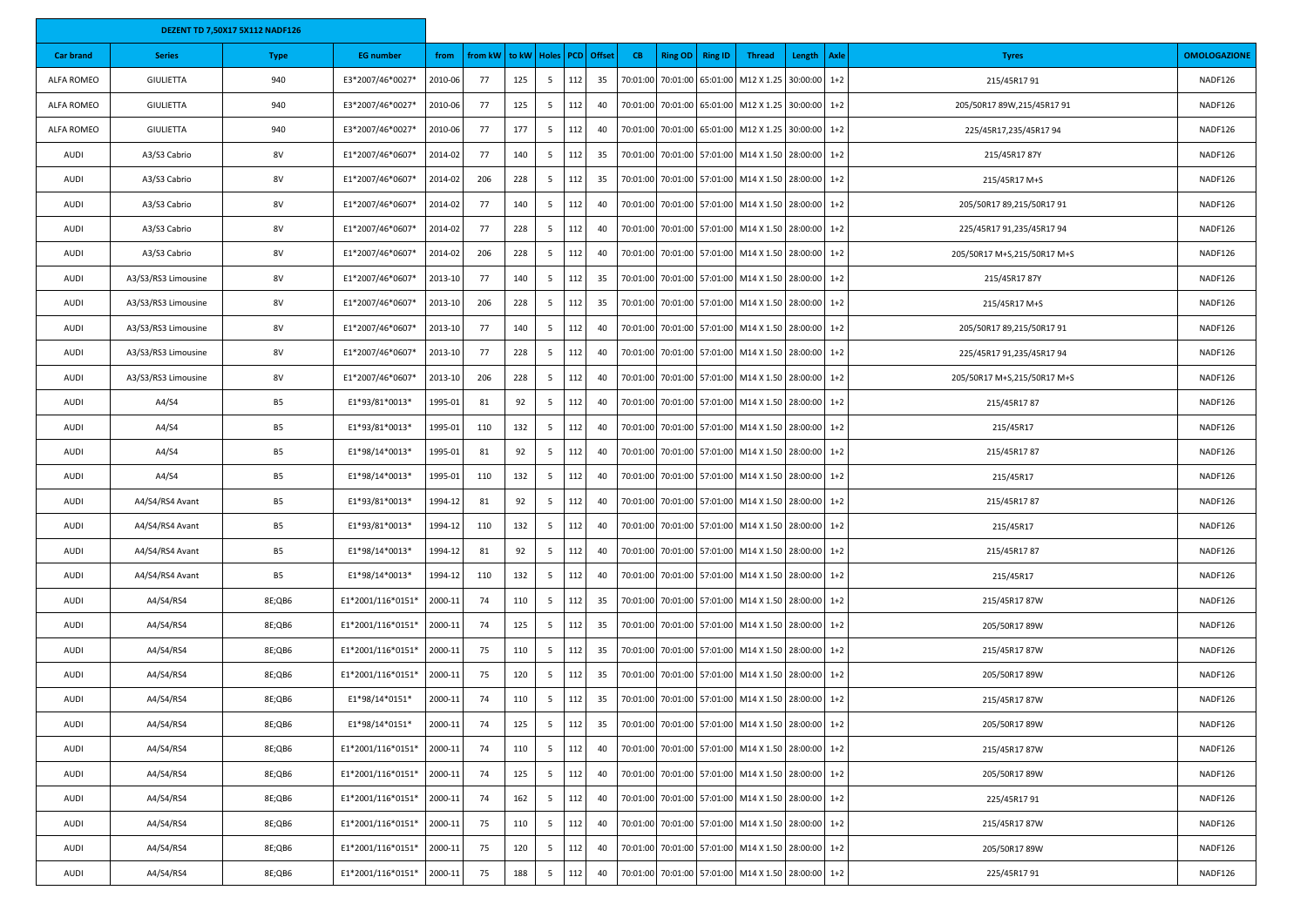**DEZENT TD 7,50X17 5X112 NADF126**

| Car brand | Series | Type | EG number | from | from kW | to kW | Holes | PCD | Offset | CB | Ring OD | Ring ID | Thread | Length | Axle | Tyres | OMOLOGAZIONE |
|---|---|---|---|---|---|---|---|---|---|---|---|---|---|---|---|---|---|
| ALFA ROMEO | GIULIETTA | 940 | E3*2007/46*0027* | 2010-06 | 77 | 125 | 5 | 112 | 35 | 70:01:00 | 70:01:00 | 65:01:00 | M12 X 1.25 | 30:00:00 | 1+2 | 215/45R17 91 | NADF126 |
| ALFA ROMEO | GIULIETTA | 940 | E3*2007/46*0027* | 2010-06 | 77 | 125 | 5 | 112 | 40 | 70:01:00 | 70:01:00 | 65:01:00 | M12 X 1.25 | 30:00:00 | 1+2 | 205/50R17 89W,215/45R17 91 | NADF126 |
| ALFA ROMEO | GIULIETTA | 940 | E3*2007/46*0027* | 2010-06 | 77 | 177 | 5 | 112 | 40 | 70:01:00 | 70:01:00 | 65:01:00 | M12 X 1.25 | 30:00:00 | 1+2 | 225/45R17,235/45R17 94 | NADF126 |
| AUDI | A3/S3 Cabrio | 8V | E1*2007/46*0607* | 2014-02 | 77 | 140 | 5 | 112 | 35 | 70:01:00 | 70:01:00 | 57:01:00 | M14 X 1.50 | 28:00:00 | 1+2 | 215/45R17 87Y | NADF126 |
| AUDI | A3/S3 Cabrio | 8V | E1*2007/46*0607* | 2014-02 | 206 | 228 | 5 | 112 | 35 | 70:01:00 | 70:01:00 | 57:01:00 | M14 X 1.50 | 28:00:00 | 1+2 | 215/45R17 M+S | NADF126 |
| AUDI | A3/S3 Cabrio | 8V | E1*2007/46*0607* | 2014-02 | 77 | 140 | 5 | 112 | 40 | 70:01:00 | 70:01:00 | 57:01:00 | M14 X 1.50 | 28:00:00 | 1+2 | 205/50R17 89,215/50R17 91 | NADF126 |
| AUDI | A3/S3 Cabrio | 8V | E1*2007/46*0607* | 2014-02 | 77 | 228 | 5 | 112 | 40 | 70:01:00 | 70:01:00 | 57:01:00 | M14 X 1.50 | 28:00:00 | 1+2 | 225/45R17 91,235/45R17 94 | NADF126 |
| AUDI | A3/S3 Cabrio | 8V | E1*2007/46*0607* | 2014-02 | 206 | 228 | 5 | 112 | 40 | 70:01:00 | 70:01:00 | 57:01:00 | M14 X 1.50 | 28:00:00 | 1+2 | 205/50R17 M+S,215/50R17 M+S | NADF126 |
| AUDI | A3/S3/RS3 Limousine | 8V | E1*2007/46*0607* | 2013-10 | 77 | 140 | 5 | 112 | 35 | 70:01:00 | 70:01:00 | 57:01:00 | M14 X 1.50 | 28:00:00 | 1+2 | 215/45R17 87Y | NADF126 |
| AUDI | A3/S3/RS3 Limousine | 8V | E1*2007/46*0607* | 2013-10 | 206 | 228 | 5 | 112 | 35 | 70:01:00 | 70:01:00 | 57:01:00 | M14 X 1.50 | 28:00:00 | 1+2 | 215/45R17 M+S | NADF126 |
| AUDI | A3/S3/RS3 Limousine | 8V | E1*2007/46*0607* | 2013-10 | 77 | 140 | 5 | 112 | 40 | 70:01:00 | 70:01:00 | 57:01:00 | M14 X 1.50 | 28:00:00 | 1+2 | 205/50R17 89,215/50R17 91 | NADF126 |
| AUDI | A3/S3/RS3 Limousine | 8V | E1*2007/46*0607* | 2013-10 | 77 | 228 | 5 | 112 | 40 | 70:01:00 | 70:01:00 | 57:01:00 | M14 X 1.50 | 28:00:00 | 1+2 | 225/45R17 91,235/45R17 94 | NADF126 |
| AUDI | A3/S3/RS3 Limousine | 8V | E1*2007/46*0607* | 2013-10 | 206 | 228 | 5 | 112 | 40 | 70:01:00 | 70:01:00 | 57:01:00 | M14 X 1.50 | 28:00:00 | 1+2 | 205/50R17 M+S,215/50R17 M+S | NADF126 |
| AUDI | A4/S4 | B5 | E1*93/81*0013* | 1995-01 | 81 | 92 | 5 | 112 | 40 | 70:01:00 | 70:01:00 | 57:01:00 | M14 X 1.50 | 28:00:00 | 1+2 | 215/45R17 87 | NADF126 |
| AUDI | A4/S4 | B5 | E1*93/81*0013* | 1995-01 | 110 | 132 | 5 | 112 | 40 | 70:01:00 | 70:01:00 | 57:01:00 | M14 X 1.50 | 28:00:00 | 1+2 | 215/45R17 | NADF126 |
| AUDI | A4/S4 | B5 | E1*98/14*0013* | 1995-01 | 81 | 92 | 5 | 112 | 40 | 70:01:00 | 70:01:00 | 57:01:00 | M14 X 1.50 | 28:00:00 | 1+2 | 215/45R17 87 | NADF126 |
| AUDI | A4/S4 | B5 | E1*98/14*0013* | 1995-01 | 110 | 132 | 5 | 112 | 40 | 70:01:00 | 70:01:00 | 57:01:00 | M14 X 1.50 | 28:00:00 | 1+2 | 215/45R17 | NADF126 |
| AUDI | A4/S4/RS4 Avant | B5 | E1*93/81*0013* | 1994-12 | 81 | 92 | 5 | 112 | 40 | 70:01:00 | 70:01:00 | 57:01:00 | M14 X 1.50 | 28:00:00 | 1+2 | 215/45R17 87 | NADF126 |
| AUDI | A4/S4/RS4 Avant | B5 | E1*93/81*0013* | 1994-12 | 110 | 132 | 5 | 112 | 40 | 70:01:00 | 70:01:00 | 57:01:00 | M14 X 1.50 | 28:00:00 | 1+2 | 215/45R17 | NADF126 |
| AUDI | A4/S4/RS4 Avant | B5 | E1*98/14*0013* | 1994-12 | 81 | 92 | 5 | 112 | 40 | 70:01:00 | 70:01:00 | 57:01:00 | M14 X 1.50 | 28:00:00 | 1+2 | 215/45R17 87 | NADF126 |
| AUDI | A4/S4/RS4 Avant | B5 | E1*98/14*0013* | 1994-12 | 110 | 132 | 5 | 112 | 40 | 70:01:00 | 70:01:00 | 57:01:00 | M14 X 1.50 | 28:00:00 | 1+2 | 215/45R17 | NADF126 |
| AUDI | A4/S4/RS4 | 8E;QB6 | E1*2001/116*0151* | 2000-11 | 74 | 110 | 5 | 112 | 35 | 70:01:00 | 70:01:00 | 57:01:00 | M14 X 1.50 | 28:00:00 | 1+2 | 215/45R17 87W | NADF126 |
| AUDI | A4/S4/RS4 | 8E;QB6 | E1*2001/116*0151* | 2000-11 | 74 | 125 | 5 | 112 | 35 | 70:01:00 | 70:01:00 | 57:01:00 | M14 X 1.50 | 28:00:00 | 1+2 | 205/50R17 89W | NADF126 |
| AUDI | A4/S4/RS4 | 8E;QB6 | E1*2001/116*0151* | 2000-11 | 75 | 110 | 5 | 112 | 35 | 70:01:00 | 70:01:00 | 57:01:00 | M14 X 1.50 | 28:00:00 | 1+2 | 215/45R17 87W | NADF126 |
| AUDI | A4/S4/RS4 | 8E;QB6 | E1*2001/116*0151* | 2000-11 | 75 | 120 | 5 | 112 | 35 | 70:01:00 | 70:01:00 | 57:01:00 | M14 X 1.50 | 28:00:00 | 1+2 | 205/50R17 89W | NADF126 |
| AUDI | A4/S4/RS4 | 8E;QB6 | E1*98/14*0151* | 2000-11 | 74 | 110 | 5 | 112 | 35 | 70:01:00 | 70:01:00 | 57:01:00 | M14 X 1.50 | 28:00:00 | 1+2 | 215/45R17 87W | NADF126 |
| AUDI | A4/S4/RS4 | 8E;QB6 | E1*98/14*0151* | 2000-11 | 74 | 125 | 5 | 112 | 35 | 70:01:00 | 70:01:00 | 57:01:00 | M14 X 1.50 | 28:00:00 | 1+2 | 205/50R17 89W | NADF126 |
| AUDI | A4/S4/RS4 | 8E;QB6 | E1*2001/116*0151* | 2000-11 | 74 | 110 | 5 | 112 | 40 | 70:01:00 | 70:01:00 | 57:01:00 | M14 X 1.50 | 28:00:00 | 1+2 | 215/45R17 87W | NADF126 |
| AUDI | A4/S4/RS4 | 8E;QB6 | E1*2001/116*0151* | 2000-11 | 74 | 125 | 5 | 112 | 40 | 70:01:00 | 70:01:00 | 57:01:00 | M14 X 1.50 | 28:00:00 | 1+2 | 205/50R17 89W | NADF126 |
| AUDI | A4/S4/RS4 | 8E;QB6 | E1*2001/116*0151* | 2000-11 | 74 | 162 | 5 | 112 | 40 | 70:01:00 | 70:01:00 | 57:01:00 | M14 X 1.50 | 28:00:00 | 1+2 | 225/45R17 91 | NADF126 |
| AUDI | A4/S4/RS4 | 8E;QB6 | E1*2001/116*0151* | 2000-11 | 75 | 110 | 5 | 112 | 40 | 70:01:00 | 70:01:00 | 57:01:00 | M14 X 1.50 | 28:00:00 | 1+2 | 215/45R17 87W | NADF126 |
| AUDI | A4/S4/RS4 | 8E;QB6 | E1*2001/116*0151* | 2000-11 | 75 | 120 | 5 | 112 | 40 | 70:01:00 | 70:01:00 | 57:01:00 | M14 X 1.50 | 28:00:00 | 1+2 | 205/50R17 89W | NADF126 |
| AUDI | A4/S4/RS4 | 8E;QB6 | E1*2001/116*0151* | 2000-11 | 75 | 188 | 5 | 112 | 40 | 70:01:00 | 70:01:00 | 57:01:00 | M14 X 1.50 | 28:00:00 | 1+2 | 225/45R17 91 | NADF126 |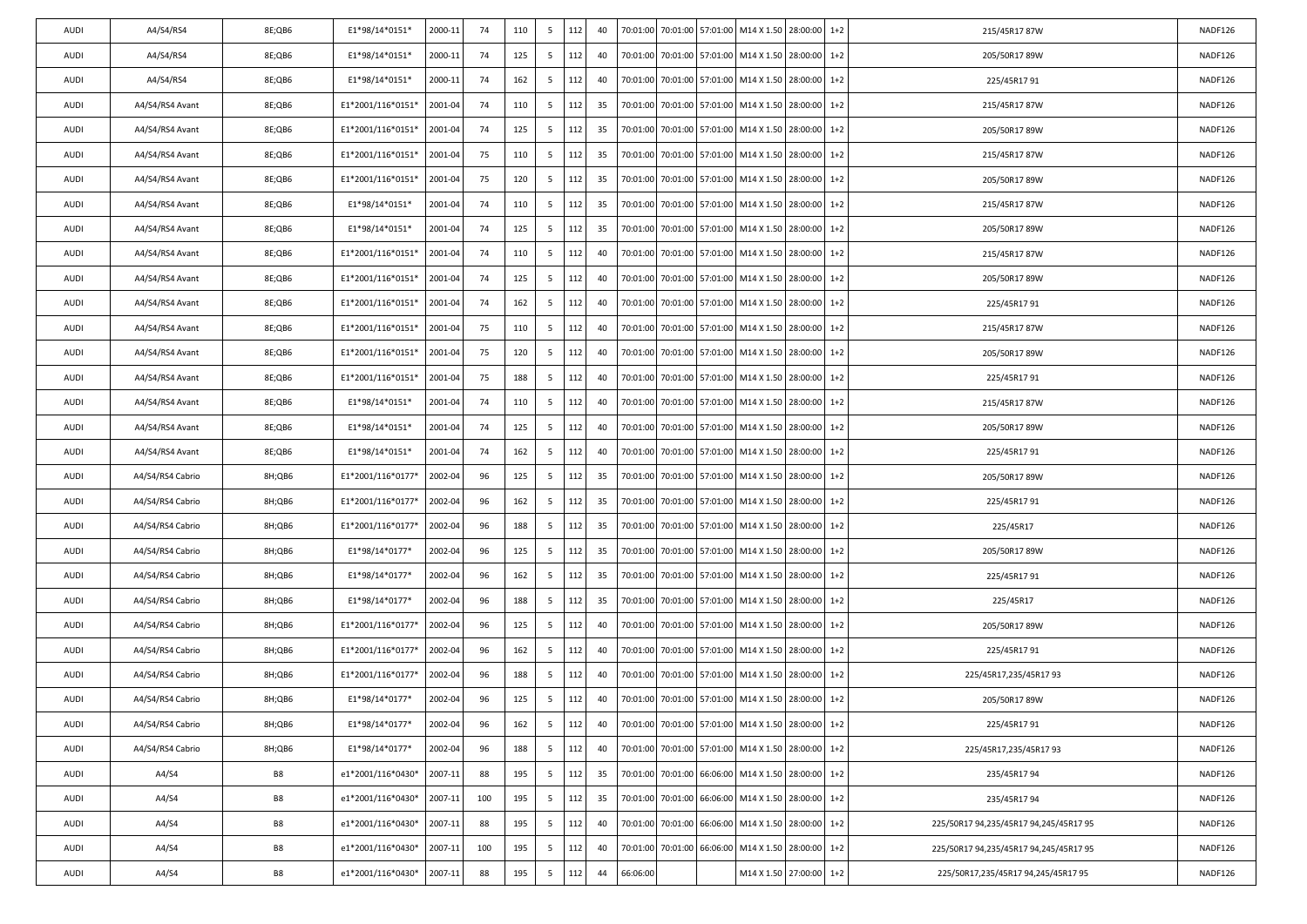| | | | | | | | | | | | | | | | | | |
|---|---|---|---|---|---|---|---|---|---|---|---|---|---|---|---|---|---|
| AUDI | A4/S4/RS4 | 8E;QB6 | E1*98/14*0151* | 2000-11 | 74 | 110 | 5 | 112 | 40 | 70:01:00 | 70:01:00 | 57:01:00 | M14 X 1.50 | 28:00:00 | 1+2 | 215/45R17 87W | NADF126 |
| AUDI | A4/S4/RS4 | 8E;QB6 | E1*98/14*0151* | 2000-11 | 74 | 125 | 5 | 112 | 40 | 70:01:00 | 70:01:00 | 57:01:00 | M14 X 1.50 | 28:00:00 | 1+2 | 205/50R17 89W | NADF126 |
| AUDI | A4/S4/RS4 | 8E;QB6 | E1*98/14*0151* | 2000-11 | 74 | 162 | 5 | 112 | 40 | 70:01:00 | 70:01:00 | 57:01:00 | M14 X 1.50 | 28:00:00 | 1+2 | 225/45R17 91 | NADF126 |
| AUDI | A4/S4/RS4 Avant | 8E;QB6 | E1*2001/116*0151* | 2001-04 | 74 | 110 | 5 | 112 | 35 | 70:01:00 | 70:01:00 | 57:01:00 | M14 X 1.50 | 28:00:00 | 1+2 | 215/45R17 87W | NADF126 |
| AUDI | A4/S4/RS4 Avant | 8E;QB6 | E1*2001/116*0151* | 2001-04 | 74 | 125 | 5 | 112 | 35 | 70:01:00 | 70:01:00 | 57:01:00 | M14 X 1.50 | 28:00:00 | 1+2 | 205/50R17 89W | NADF126 |
| AUDI | A4/S4/RS4 Avant | 8E;QB6 | E1*2001/116*0151* | 2001-04 | 75 | 110 | 5 | 112 | 35 | 70:01:00 | 70:01:00 | 57:01:00 | M14 X 1.50 | 28:00:00 | 1+2 | 215/45R17 87W | NADF126 |
| AUDI | A4/S4/RS4 Avant | 8E;QB6 | E1*2001/116*0151* | 2001-04 | 75 | 120 | 5 | 112 | 35 | 70:01:00 | 70:01:00 | 57:01:00 | M14 X 1.50 | 28:00:00 | 1+2 | 205/50R17 89W | NADF126 |
| AUDI | A4/S4/RS4 Avant | 8E;QB6 | E1*98/14*0151* | 2001-04 | 74 | 110 | 5 | 112 | 35 | 70:01:00 | 70:01:00 | 57:01:00 | M14 X 1.50 | 28:00:00 | 1+2 | 215/45R17 87W | NADF126 |
| AUDI | A4/S4/RS4 Avant | 8E;QB6 | E1*98/14*0151* | 2001-04 | 74 | 125 | 5 | 112 | 35 | 70:01:00 | 70:01:00 | 57:01:00 | M14 X 1.50 | 28:00:00 | 1+2 | 205/50R17 89W | NADF126 |
| AUDI | A4/S4/RS4 Avant | 8E;QB6 | E1*2001/116*0151* | 2001-04 | 74 | 110 | 5 | 112 | 40 | 70:01:00 | 70:01:00 | 57:01:00 | M14 X 1.50 | 28:00:00 | 1+2 | 215/45R17 87W | NADF126 |
| AUDI | A4/S4/RS4 Avant | 8E;QB6 | E1*2001/116*0151* | 2001-04 | 74 | 125 | 5 | 112 | 40 | 70:01:00 | 70:01:00 | 57:01:00 | M14 X 1.50 | 28:00:00 | 1+2 | 205/50R17 89W | NADF126 |
| AUDI | A4/S4/RS4 Avant | 8E;QB6 | E1*2001/116*0151* | 2001-04 | 74 | 162 | 5 | 112 | 40 | 70:01:00 | 70:01:00 | 57:01:00 | M14 X 1.50 | 28:00:00 | 1+2 | 225/45R17 91 | NADF126 |
| AUDI | A4/S4/RS4 Avant | 8E;QB6 | E1*2001/116*0151* | 2001-04 | 75 | 110 | 5 | 112 | 40 | 70:01:00 | 70:01:00 | 57:01:00 | M14 X 1.50 | 28:00:00 | 1+2 | 215/45R17 87W | NADF126 |
| AUDI | A4/S4/RS4 Avant | 8E;QB6 | E1*2001/116*0151* | 2001-04 | 75 | 120 | 5 | 112 | 40 | 70:01:00 | 70:01:00 | 57:01:00 | M14 X 1.50 | 28:00:00 | 1+2 | 205/50R17 89W | NADF126 |
| AUDI | A4/S4/RS4 Avant | 8E;QB6 | E1*2001/116*0151* | 2001-04 | 75 | 188 | 5 | 112 | 40 | 70:01:00 | 70:01:00 | 57:01:00 | M14 X 1.50 | 28:00:00 | 1+2 | 225/45R17 91 | NADF126 |
| AUDI | A4/S4/RS4 Avant | 8E;QB6 | E1*98/14*0151* | 2001-04 | 74 | 110 | 5 | 112 | 40 | 70:01:00 | 70:01:00 | 57:01:00 | M14 X 1.50 | 28:00:00 | 1+2 | 215/45R17 87W | NADF126 |
| AUDI | A4/S4/RS4 Avant | 8E;QB6 | E1*98/14*0151* | 2001-04 | 74 | 125 | 5 | 112 | 40 | 70:01:00 | 70:01:00 | 57:01:00 | M14 X 1.50 | 28:00:00 | 1+2 | 205/50R17 89W | NADF126 |
| AUDI | A4/S4/RS4 Avant | 8E;QB6 | E1*98/14*0151* | 2001-04 | 74 | 162 | 5 | 112 | 40 | 70:01:00 | 70:01:00 | 57:01:00 | M14 X 1.50 | 28:00:00 | 1+2 | 225/45R17 91 | NADF126 |
| AUDI | A4/S4/RS4 Cabrio | 8H;QB6 | E1*2001/116*0177* | 2002-04 | 96 | 125 | 5 | 112 | 35 | 70:01:00 | 70:01:00 | 57:01:00 | M14 X 1.50 | 28:00:00 | 1+2 | 205/50R17 89W | NADF126 |
| AUDI | A4/S4/RS4 Cabrio | 8H;QB6 | E1*2001/116*0177* | 2002-04 | 96 | 162 | 5 | 112 | 35 | 70:01:00 | 70:01:00 | 57:01:00 | M14 X 1.50 | 28:00:00 | 1+2 | 225/45R17 91 | NADF126 |
| AUDI | A4/S4/RS4 Cabrio | 8H;QB6 | E1*2001/116*0177* | 2002-04 | 96 | 188 | 5 | 112 | 35 | 70:01:00 | 70:01:00 | 57:01:00 | M14 X 1.50 | 28:00:00 | 1+2 | 225/45R17 | NADF126 |
| AUDI | A4/S4/RS4 Cabrio | 8H;QB6 | E1*98/14*0177* | 2002-04 | 96 | 125 | 5 | 112 | 35 | 70:01:00 | 70:01:00 | 57:01:00 | M14 X 1.50 | 28:00:00 | 1+2 | 205/50R17 89W | NADF126 |
| AUDI | A4/S4/RS4 Cabrio | 8H;QB6 | E1*98/14*0177* | 2002-04 | 96 | 162 | 5 | 112 | 35 | 70:01:00 | 70:01:00 | 57:01:00 | M14 X 1.50 | 28:00:00 | 1+2 | 225/45R17 91 | NADF126 |
| AUDI | A4/S4/RS4 Cabrio | 8H;QB6 | E1*98/14*0177* | 2002-04 | 96 | 188 | 5 | 112 | 35 | 70:01:00 | 70:01:00 | 57:01:00 | M14 X 1.50 | 28:00:00 | 1+2 | 225/45R17 | NADF126 |
| AUDI | A4/S4/RS4 Cabrio | 8H;QB6 | E1*2001/116*0177* | 2002-04 | 96 | 125 | 5 | 112 | 40 | 70:01:00 | 70:01:00 | 57:01:00 | M14 X 1.50 | 28:00:00 | 1+2 | 205/50R17 89W | NADF126 |
| AUDI | A4/S4/RS4 Cabrio | 8H;QB6 | E1*2001/116*0177* | 2002-04 | 96 | 162 | 5 | 112 | 40 | 70:01:00 | 70:01:00 | 57:01:00 | M14 X 1.50 | 28:00:00 | 1+2 | 225/45R17 91 | NADF126 |
| AUDI | A4/S4/RS4 Cabrio | 8H;QB6 | E1*2001/116*0177* | 2002-04 | 96 | 188 | 5 | 112 | 40 | 70:01:00 | 70:01:00 | 57:01:00 | M14 X 1.50 | 28:00:00 | 1+2 | 225/45R17,235/45R17 93 | NADF126 |
| AUDI | A4/S4/RS4 Cabrio | 8H;QB6 | E1*98/14*0177* | 2002-04 | 96 | 125 | 5 | 112 | 40 | 70:01:00 | 70:01:00 | 57:01:00 | M14 X 1.50 | 28:00:00 | 1+2 | 205/50R17 89W | NADF126 |
| AUDI | A4/S4/RS4 Cabrio | 8H;QB6 | E1*98/14*0177* | 2002-04 | 96 | 162 | 5 | 112 | 40 | 70:01:00 | 70:01:00 | 57:01:00 | M14 X 1.50 | 28:00:00 | 1+2 | 225/45R17 91 | NADF126 |
| AUDI | A4/S4/RS4 Cabrio | 8H;QB6 | E1*98/14*0177* | 2002-04 | 96 | 188 | 5 | 112 | 40 | 70:01:00 | 70:01:00 | 57:01:00 | M14 X 1.50 | 28:00:00 | 1+2 | 225/45R17,235/45R17 93 | NADF126 |
| AUDI | A4/S4 | B8 | e1*2001/116*0430* | 2007-11 | 88 | 195 | 5 | 112 | 35 | 70:01:00 | 70:01:00 | 66:06:00 | M14 X 1.50 | 28:00:00 | 1+2 | 235/45R17 94 | NADF126 |
| AUDI | A4/S4 | B8 | e1*2001/116*0430* | 2007-11 | 100 | 195 | 5 | 112 | 35 | 70:01:00 | 70:01:00 | 66:06:00 | M14 X 1.50 | 28:00:00 | 1+2 | 235/45R17 94 | NADF126 |
| AUDI | A4/S4 | B8 | e1*2001/116*0430* | 2007-11 | 88 | 195 | 5 | 112 | 40 | 70:01:00 | 70:01:00 | 66:06:00 | M14 X 1.50 | 28:00:00 | 1+2 | 225/50R17 94,235/45R17 94,245/45R17 95 | NADF126 |
| AUDI | A4/S4 | B8 | e1*2001/116*0430* | 2007-11 | 100 | 195 | 5 | 112 | 40 | 70:01:00 | 70:01:00 | 66:06:00 | M14 X 1.50 | 28:00:00 | 1+2 | 225/50R17 94,235/45R17 94,245/45R17 95 | NADF126 |
| AUDI | A4/S4 | B8 | e1*2001/116*0430* | 2007-11 | 88 | 195 | 5 | 112 | 44 | 66:06:00 | | | M14 X 1.50 | 27:00:00 | 1+2 | 225/50R17,235/45R17 94,245/45R17 95 | NADF126 |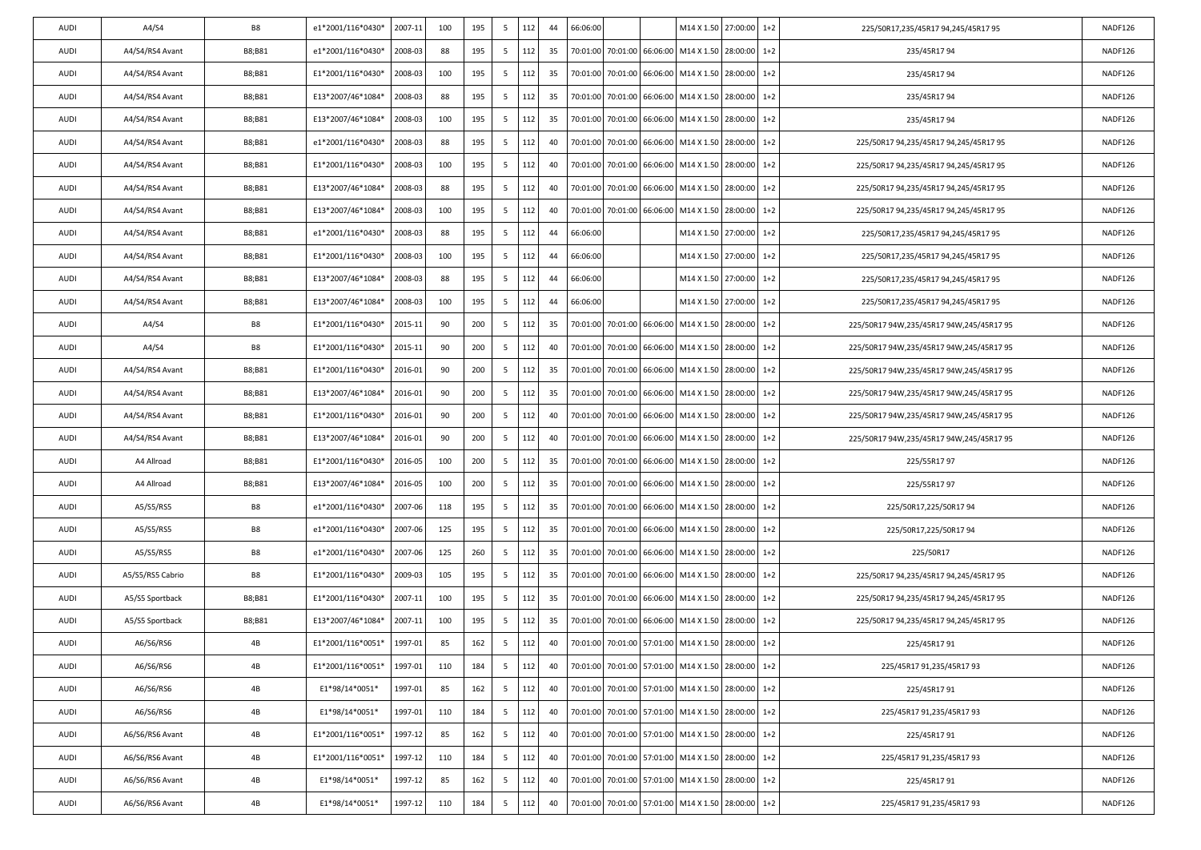| AUDI | A4/S4 | B8 | e1*2001/116*0430* | 2007-11 | 100 | 195 | 5 | 112 | 44 | 66:06:00 | | | M14 X 1.50 | 27:00:00 | 1+2 | 225/50R17,235/45R17 94,245/45R17 95 | NADF126 |
|---|---|---|---|---|---|---|---|---|---|---|---|---|---|---|---|---|---|
| AUDI | A4/S4/RS4 Avant | B8;B81 | e1*2001/116*0430* | 2008-03 | 88 | 195 | 5 | 112 | 35 | 70:01:00 | 70:01:00 | 66:06:00 | M14 X 1.50 | 28:00:00 | 1+2 | 235/45R17 94 | NADF126 |
| AUDI | A4/S4/RS4 Avant | B8;B81 | E1*2001/116*0430* | 2008-03 | 100 | 195 | 5 | 112 | 35 | 70:01:00 | 70:01:00 | 66:06:00 | M14 X 1.50 | 28:00:00 | 1+2 | 235/45R17 94 | NADF126 |
| AUDI | A4/S4/RS4 Avant | B8;B81 | E13*2007/46*1084* | 2008-03 | 88 | 195 | 5 | 112 | 35 | 70:01:00 | 70:01:00 | 66:06:00 | M14 X 1.50 | 28:00:00 | 1+2 | 235/45R17 94 | NADF126 |
| AUDI | A4/S4/RS4 Avant | B8;B81 | E13*2007/46*1084* | 2008-03 | 100 | 195 | 5 | 112 | 35 | 70:01:00 | 70:01:00 | 66:06:00 | M14 X 1.50 | 28:00:00 | 1+2 | 235/45R17 94 | NADF126 |
| AUDI | A4/S4/RS4 Avant | B8;B81 | e1*2001/116*0430* | 2008-03 | 88 | 195 | 5 | 112 | 40 | 70:01:00 | 70:01:00 | 66:06:00 | M14 X 1.50 | 28:00:00 | 1+2 | 225/50R17 94,235/45R17 94,245/45R17 95 | NADF126 |
| AUDI | A4/S4/RS4 Avant | B8;B81 | E1*2001/116*0430* | 2008-03 | 100 | 195 | 5 | 112 | 40 | 70:01:00 | 70:01:00 | 66:06:00 | M14 X 1.50 | 28:00:00 | 1+2 | 225/50R17 94,235/45R17 94,245/45R17 95 | NADF126 |
| AUDI | A4/S4/RS4 Avant | B8;B81 | E13*2007/46*1084* | 2008-03 | 88 | 195 | 5 | 112 | 40 | 70:01:00 | 70:01:00 | 66:06:00 | M14 X 1.50 | 28:00:00 | 1+2 | 225/50R17 94,235/45R17 94,245/45R17 95 | NADF126 |
| AUDI | A4/S4/RS4 Avant | B8;B81 | E13*2007/46*1084* | 2008-03 | 100 | 195 | 5 | 112 | 40 | 70:01:00 | 70:01:00 | 66:06:00 | M14 X 1.50 | 28:00:00 | 1+2 | 225/50R17 94,235/45R17 94,245/45R17 95 | NADF126 |
| AUDI | A4/S4/RS4 Avant | B8;B81 | e1*2001/116*0430* | 2008-03 | 88 | 195 | 5 | 112 | 44 | 66:06:00 | | | M14 X 1.50 | 27:00:00 | 1+2 | 225/50R17,235/45R17 94,245/45R17 95 | NADF126 |
| AUDI | A4/S4/RS4 Avant | B8;B81 | E1*2001/116*0430* | 2008-03 | 100 | 195 | 5 | 112 | 44 | 66:06:00 | | | M14 X 1.50 | 27:00:00 | 1+2 | 225/50R17,235/45R17 94,245/45R17 95 | NADF126 |
| AUDI | A4/S4/RS4 Avant | B8;B81 | E13*2007/46*1084* | 2008-03 | 88 | 195 | 5 | 112 | 44 | 66:06:00 | | | M14 X 1.50 | 27:00:00 | 1+2 | 225/50R17,235/45R17 94,245/45R17 95 | NADF126 |
| AUDI | A4/S4/RS4 Avant | B8;B81 | E13*2007/46*1084* | 2008-03 | 100 | 195 | 5 | 112 | 44 | 66:06:00 | | | M14 X 1.50 | 27:00:00 | 1+2 | 225/50R17,235/45R17 94,245/45R17 95 | NADF126 |
| AUDI | A4/S4 | B8 | E1*2001/116*0430* | 2015-11 | 90 | 200 | 5 | 112 | 35 | 70:01:00 | 70:01:00 | 66:06:00 | M14 X 1.50 | 28:00:00 | 1+2 | 225/50R17 94W,235/45R17 94W,245/45R17 95 | NADF126 |
| AUDI | A4/S4 | B8 | E1*2001/116*0430* | 2015-11 | 90 | 200 | 5 | 112 | 40 | 70:01:00 | 70:01:00 | 66:06:00 | M14 X 1.50 | 28:00:00 | 1+2 | 225/50R17 94W,235/45R17 94W,245/45R17 95 | NADF126 |
| AUDI | A4/S4/RS4 Avant | B8;B81 | E1*2001/116*0430* | 2016-01 | 90 | 200 | 5 | 112 | 35 | 70:01:00 | 70:01:00 | 66:06:00 | M14 X 1.50 | 28:00:00 | 1+2 | 225/50R17 94W,235/45R17 94W,245/45R17 95 | NADF126 |
| AUDI | A4/S4/RS4 Avant | B8;B81 | E13*2007/46*1084* | 2016-01 | 90 | 200 | 5 | 112 | 35 | 70:01:00 | 70:01:00 | 66:06:00 | M14 X 1.50 | 28:00:00 | 1+2 | 225/50R17 94W,235/45R17 94W,245/45R17 95 | NADF126 |
| AUDI | A4/S4/RS4 Avant | B8;B81 | E1*2001/116*0430* | 2016-01 | 90 | 200 | 5 | 112 | 40 | 70:01:00 | 70:01:00 | 66:06:00 | M14 X 1.50 | 28:00:00 | 1+2 | 225/50R17 94W,235/45R17 94W,245/45R17 95 | NADF126 |
| AUDI | A4/S4/RS4 Avant | B8;B81 | E13*2007/46*1084* | 2016-01 | 90 | 200 | 5 | 112 | 40 | 70:01:00 | 70:01:00 | 66:06:00 | M14 X 1.50 | 28:00:00 | 1+2 | 225/50R17 94W,235/45R17 94W,245/45R17 95 | NADF126 |
| AUDI | A4 Allroad | B8;B81 | E1*2001/116*0430* | 2016-05 | 100 | 200 | 5 | 112 | 35 | 70:01:00 | 70:01:00 | 66:06:00 | M14 X 1.50 | 28:00:00 | 1+2 | 225/55R17 97 | NADF126 |
| AUDI | A4 Allroad | B8;B81 | E13*2007/46*1084* | 2016-05 | 100 | 200 | 5 | 112 | 35 | 70:01:00 | 70:01:00 | 66:06:00 | M14 X 1.50 | 28:00:00 | 1+2 | 225/55R17 97 | NADF126 |
| AUDI | A5/S5/RS5 | B8 | e1*2001/116*0430* | 2007-06 | 118 | 195 | 5 | 112 | 35 | 70:01:00 | 70:01:00 | 66:06:00 | M14 X 1.50 | 28:00:00 | 1+2 | 225/50R17,225/50R17 94 | NADF126 |
| AUDI | A5/S5/RS5 | B8 | e1*2001/116*0430* | 2007-06 | 125 | 195 | 5 | 112 | 35 | 70:01:00 | 70:01:00 | 66:06:00 | M14 X 1.50 | 28:00:00 | 1+2 | 225/50R17,225/50R17 94 | NADF126 |
| AUDI | A5/S5/RS5 | B8 | e1*2001/116*0430* | 2007-06 | 125 | 260 | 5 | 112 | 35 | 70:01:00 | 70:01:00 | 66:06:00 | M14 X 1.50 | 28:00:00 | 1+2 | 225/50R17 | NADF126 |
| AUDI | A5/S5/RS5 Cabrio | B8 | E1*2001/116*0430* | 2009-03 | 105 | 195 | 5 | 112 | 35 | 70:01:00 | 70:01:00 | 66:06:00 | M14 X 1.50 | 28:00:00 | 1+2 | 225/50R17 94,235/45R17 94,245/45R17 95 | NADF126 |
| AUDI | A5/S5 Sportback | B8;B81 | E1*2001/116*0430* | 2007-11 | 100 | 195 | 5 | 112 | 35 | 70:01:00 | 70:01:00 | 66:06:00 | M14 X 1.50 | 28:00:00 | 1+2 | 225/50R17 94,235/45R17 94,245/45R17 95 | NADF126 |
| AUDI | A5/S5 Sportback | B8;B81 | E13*2007/46*1084* | 2007-11 | 100 | 195 | 5 | 112 | 35 | 70:01:00 | 70:01:00 | 66:06:00 | M14 X 1.50 | 28:00:00 | 1+2 | 225/50R17 94,235/45R17 94,245/45R17 95 | NADF126 |
| AUDI | A6/S6/RS6 | 4B | E1*2001/116*0051* | 1997-01 | 85 | 162 | 5 | 112 | 40 | 70:01:00 | 70:01:00 | 57:01:00 | M14 X 1.50 | 28:00:00 | 1+2 | 225/45R17 91 | NADF126 |
| AUDI | A6/S6/RS6 | 4B | E1*2001/116*0051* | 1997-01 | 110 | 184 | 5 | 112 | 40 | 70:01:00 | 70:01:00 | 57:01:00 | M14 X 1.50 | 28:00:00 | 1+2 | 225/45R17 91,235/45R17 93 | NADF126 |
| AUDI | A6/S6/RS6 | 4B | E1*98/14*0051* | 1997-01 | 85 | 162 | 5 | 112 | 40 | 70:01:00 | 70:01:00 | 57:01:00 | M14 X 1.50 | 28:00:00 | 1+2 | 225/45R17 91 | NADF126 |
| AUDI | A6/S6/RS6 | 4B | E1*98/14*0051* | 1997-01 | 110 | 184 | 5 | 112 | 40 | 70:01:00 | 70:01:00 | 57:01:00 | M14 X 1.50 | 28:00:00 | 1+2 | 225/45R17 91,235/45R17 93 | NADF126 |
| AUDI | A6/S6/RS6 Avant | 4B | E1*2001/116*0051* | 1997-12 | 85 | 162 | 5 | 112 | 40 | 70:01:00 | 70:01:00 | 57:01:00 | M14 X 1.50 | 28:00:00 | 1+2 | 225/45R17 91 | NADF126 |
| AUDI | A6/S6/RS6 Avant | 4B | E1*2001/116*0051* | 1997-12 | 110 | 184 | 5 | 112 | 40 | 70:01:00 | 70:01:00 | 57:01:00 | M14 X 1.50 | 28:00:00 | 1+2 | 225/45R17 91,235/45R17 93 | NADF126 |
| AUDI | A6/S6/RS6 Avant | 4B | E1*98/14*0051* | 1997-12 | 85 | 162 | 5 | 112 | 40 | 70:01:00 | 70:01:00 | 57:01:00 | M14 X 1.50 | 28:00:00 | 1+2 | 225/45R17 91 | NADF126 |
| AUDI | A6/S6/RS6 Avant | 4B | E1*98/14*0051* | 1997-12 | 110 | 184 | 5 | 112 | 40 | 70:01:00 | 70:01:00 | 57:01:00 | M14 X 1.50 | 28:00:00 | 1+2 | 225/45R17 91,235/45R17 93 | NADF126 |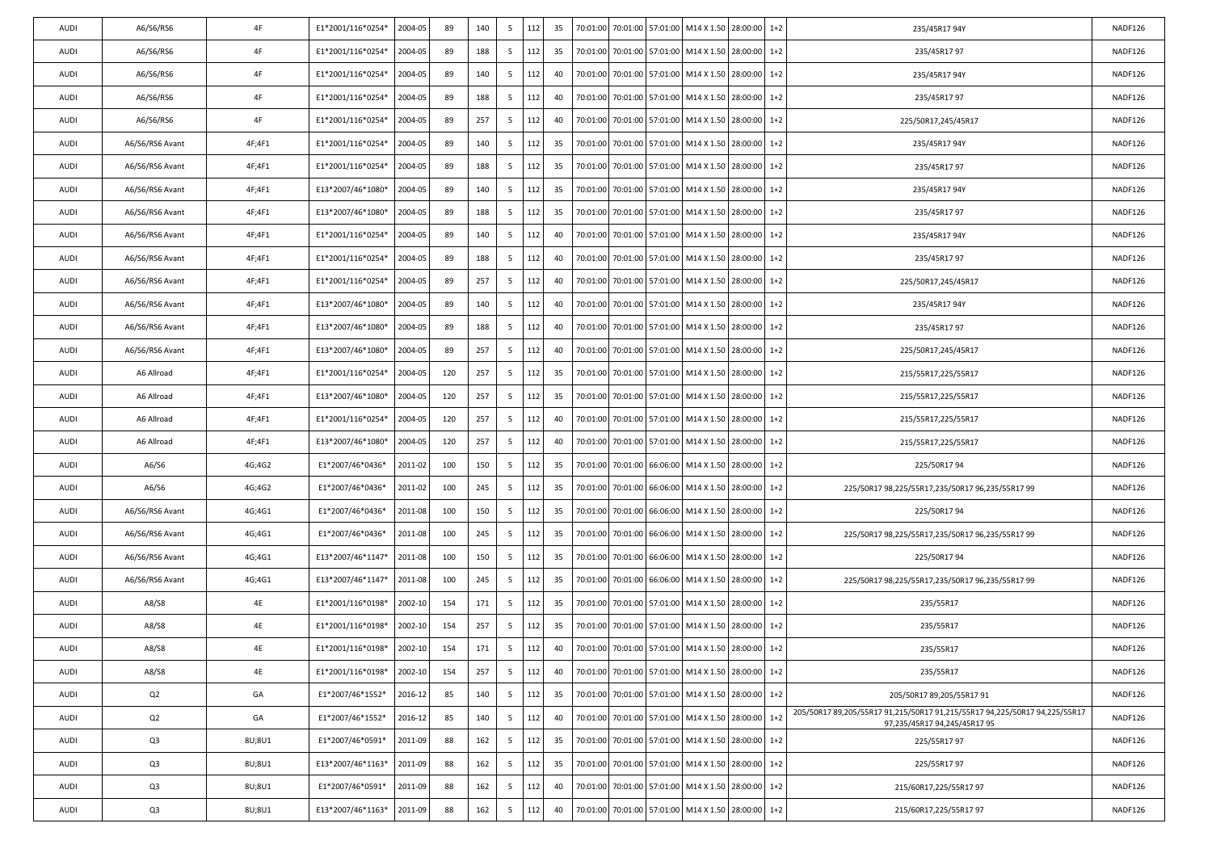| AUDI | A6/S6/RS6 | 4F | E1*2001/116*0254* | 2004-05 | 89 | 140 | 5 | 112 | 35 | 70:01:00 | 70:01:00 | 57:01:00 | M14 X 1.50 | 28:00:00 | 1+2 | 235/45R17 94Y | NADF126 |
|---|---|---|---|---|---|---|---|---|---|---|---|---|---|---|---|---|---|
| AUDI | A6/S6/RS6 | 4F | E1*2001/116*0254* | 2004-05 | 89 | 188 | 5 | 112 | 35 | 70:01:00 | 70:01:00 | 57:01:00 | M14 X 1.50 | 28:00:00 | 1+2 | 235/45R17 97 | NADF126 |
| AUDI | A6/S6/RS6 | 4F | E1*2001/116*0254* | 2004-05 | 89 | 140 | 5 | 112 | 40 | 70:01:00 | 70:01:00 | 57:01:00 | M14 X 1.50 | 28:00:00 | 1+2 | 235/45R17 94Y | NADF126 |
| AUDI | A6/S6/RS6 | 4F | E1*2001/116*0254* | 2004-05 | 89 | 188 | 5 | 112 | 40 | 70:01:00 | 70:01:00 | 57:01:00 | M14 X 1.50 | 28:00:00 | 1+2 | 235/45R17 97 | NADF126 |
| AUDI | A6/S6/RS6 | 4F | E1*2001/116*0254* | 2004-05 | 89 | 257 | 5 | 112 | 40 | 70:01:00 | 70:01:00 | 57:01:00 | M14 X 1.50 | 28:00:00 | 1+2 | 225/50R17,245/45R17 | NADF126 |
| AUDI | A6/S6/RS6 Avant | 4F;4F1 | E1*2001/116*0254* | 2004-05 | 89 | 140 | 5 | 112 | 35 | 70:01:00 | 70:01:00 | 57:01:00 | M14 X 1.50 | 28:00:00 | 1+2 | 235/45R17 94Y | NADF126 |
| AUDI | A6/S6/RS6 Avant | 4F;4F1 | E1*2001/116*0254* | 2004-05 | 89 | 188 | 5 | 112 | 35 | 70:01:00 | 70:01:00 | 57:01:00 | M14 X 1.50 | 28:00:00 | 1+2 | 235/45R17 97 | NADF126 |
| AUDI | A6/S6/RS6 Avant | 4F;4F1 | E13*2007/46*1080* | 2004-05 | 89 | 140 | 5 | 112 | 35 | 70:01:00 | 70:01:00 | 57:01:00 | M14 X 1.50 | 28:00:00 | 1+2 | 235/45R17 94Y | NADF126 |
| AUDI | A6/S6/RS6 Avant | 4F;4F1 | E13*2007/46*1080* | 2004-05 | 89 | 188 | 5 | 112 | 35 | 70:01:00 | 70:01:00 | 57:01:00 | M14 X 1.50 | 28:00:00 | 1+2 | 235/45R17 97 | NADF126 |
| AUDI | A6/S6/RS6 Avant | 4F;4F1 | E1*2001/116*0254* | 2004-05 | 89 | 140 | 5 | 112 | 40 | 70:01:00 | 70:01:00 | 57:01:00 | M14 X 1.50 | 28:00:00 | 1+2 | 235/45R17 94Y | NADF126 |
| AUDI | A6/S6/RS6 Avant | 4F;4F1 | E1*2001/116*0254* | 2004-05 | 89 | 188 | 5 | 112 | 40 | 70:01:00 | 70:01:00 | 57:01:00 | M14 X 1.50 | 28:00:00 | 1+2 | 235/45R17 97 | NADF126 |
| AUDI | A6/S6/RS6 Avant | 4F;4F1 | E1*2001/116*0254* | 2004-05 | 89 | 257 | 5 | 112 | 40 | 70:01:00 | 70:01:00 | 57:01:00 | M14 X 1.50 | 28:00:00 | 1+2 | 225/50R17,245/45R17 | NADF126 |
| AUDI | A6/S6/RS6 Avant | 4F;4F1 | E13*2007/46*1080* | 2004-05 | 89 | 140 | 5 | 112 | 40 | 70:01:00 | 70:01:00 | 57:01:00 | M14 X 1.50 | 28:00:00 | 1+2 | 235/45R17 94Y | NADF126 |
| AUDI | A6/S6/RS6 Avant | 4F;4F1 | E13*2007/46*1080* | 2004-05 | 89 | 188 | 5 | 112 | 40 | 70:01:00 | 70:01:00 | 57:01:00 | M14 X 1.50 | 28:00:00 | 1+2 | 235/45R17 97 | NADF126 |
| AUDI | A6/S6/RS6 Avant | 4F;4F1 | E13*2007/46*1080* | 2004-05 | 89 | 257 | 5 | 112 | 40 | 70:01:00 | 70:01:00 | 57:01:00 | M14 X 1.50 | 28:00:00 | 1+2 | 225/50R17,245/45R17 | NADF126 |
| AUDI | A6 Allroad | 4F;4F1 | E1*2001/116*0254* | 2004-05 | 120 | 257 | 5 | 112 | 35 | 70:01:00 | 70:01:00 | 57:01:00 | M14 X 1.50 | 28:00:00 | 1+2 | 215/55R17,225/55R17 | NADF126 |
| AUDI | A6 Allroad | 4F;4F1 | E13*2007/46*1080* | 2004-05 | 120 | 257 | 5 | 112 | 35 | 70:01:00 | 70:01:00 | 57:01:00 | M14 X 1.50 | 28:00:00 | 1+2 | 215/55R17,225/55R17 | NADF126 |
| AUDI | A6 Allroad | 4F;4F1 | E1*2001/116*0254* | 2004-05 | 120 | 257 | 5 | 112 | 40 | 70:01:00 | 70:01:00 | 57:01:00 | M14 X 1.50 | 28:00:00 | 1+2 | 215/55R17,225/55R17 | NADF126 |
| AUDI | A6 Allroad | 4F;4F1 | E13*2007/46*1080* | 2004-05 | 120 | 257 | 5 | 112 | 40 | 70:01:00 | 70:01:00 | 57:01:00 | M14 X 1.50 | 28:00:00 | 1+2 | 215/55R17,225/55R17 | NADF126 |
| AUDI | A6/S6 | 4G;4G2 | E1*2007/46*0436* | 2011-02 | 100 | 150 | 5 | 112 | 35 | 70:01:00 | 70:01:00 | 66:06:00 | M14 X 1.50 | 28:00:00 | 1+2 | 225/50R17 94 | NADF126 |
| AUDI | A6/S6 | 4G;4G2 | E1*2007/46*0436* | 2011-02 | 100 | 245 | 5 | 112 | 35 | 70:01:00 | 70:01:00 | 66:06:00 | M14 X 1.50 | 28:00:00 | 1+2 | 225/50R17 98,225/55R17,235/50R17 96,235/55R17 99 | NADF126 |
| AUDI | A6/S6/RS6 Avant | 4G;4G1 | E1*2007/46*0436* | 2011-08 | 100 | 150 | 5 | 112 | 35 | 70:01:00 | 70:01:00 | 66:06:00 | M14 X 1.50 | 28:00:00 | 1+2 | 225/50R17 94 | NADF126 |
| AUDI | A6/S6/RS6 Avant | 4G;4G1 | E1*2007/46*0436* | 2011-08 | 100 | 245 | 5 | 112 | 35 | 70:01:00 | 70:01:00 | 66:06:00 | M14 X 1.50 | 28:00:00 | 1+2 | 225/50R17 98,225/55R17,235/50R17 96,235/55R17 99 | NADF126 |
| AUDI | A6/S6/RS6 Avant | 4G;4G1 | E13*2007/46*1147* | 2011-08 | 100 | 150 | 5 | 112 | 35 | 70:01:00 | 70:01:00 | 66:06:00 | M14 X 1.50 | 28:00:00 | 1+2 | 225/50R17 94 | NADF126 |
| AUDI | A6/S6/RS6 Avant | 4G;4G1 | E13*2007/46*1147* | 2011-08 | 100 | 245 | 5 | 112 | 35 | 70:01:00 | 70:01:00 | 66:06:00 | M14 X 1.50 | 28:00:00 | 1+2 | 225/50R17 98,225/55R17,235/50R17 96,235/55R17 99 | NADF126 |
| AUDI | A8/S8 | 4E | E1*2001/116*0198* | 2002-10 | 154 | 171 | 5 | 112 | 35 | 70:01:00 | 70:01:00 | 57:01:00 | M14 X 1.50 | 28:00:00 | 1+2 | 235/55R17 | NADF126 |
| AUDI | A8/S8 | 4E | E1*2001/116*0198* | 2002-10 | 154 | 257 | 5 | 112 | 35 | 70:01:00 | 70:01:00 | 57:01:00 | M14 X 1.50 | 28:00:00 | 1+2 | 235/55R17 | NADF126 |
| AUDI | A8/S8 | 4E | E1*2001/116*0198* | 2002-10 | 154 | 171 | 5 | 112 | 40 | 70:01:00 | 70:01:00 | 57:01:00 | M14 X 1.50 | 28:00:00 | 1+2 | 235/55R17 | NADF126 |
| AUDI | A8/S8 | 4E | E1*2001/116*0198* | 2002-10 | 154 | 257 | 5 | 112 | 40 | 70:01:00 | 70:01:00 | 57:01:00 | M14 X 1.50 | 28:00:00 | 1+2 | 235/55R17 | NADF126 |
| AUDI | Q2 | GA | E1*2007/46*1552* | 2016-12 | 85 | 140 | 5 | 112 | 35 | 70:01:00 | 70:01:00 | 57:01:00 | M14 X 1.50 | 28:00:00 | 1+2 | 205/50R17 89,205/55R17 91 | NADF126 |
| AUDI | Q2 | GA | E1*2007/46*1552* | 2016-12 | 85 | 140 | 5 | 112 | 40 | 70:01:00 | 70:01:00 | 57:01:00 | M14 X 1.50 | 28:00:00 | 1+2 | 205/50R17 89,205/55R17 91,215/50R17 91,215/55R17 94,225/50R17 94,225/55R17 97,235/45R17 94,245/45R17 95 | NADF126 |
| AUDI | Q3 | 8U;8U1 | E1*2007/46*0591* | 2011-09 | 88 | 162 | 5 | 112 | 35 | 70:01:00 | 70:01:00 | 57:01:00 | M14 X 1.50 | 28:00:00 | 1+2 | 225/55R17 97 | NADF126 |
| AUDI | Q3 | 8U;8U1 | E13*2007/46*1163* | 2011-09 | 88 | 162 | 5 | 112 | 35 | 70:01:00 | 70:01:00 | 57:01:00 | M14 X 1.50 | 28:00:00 | 1+2 | 225/55R17 97 | NADF126 |
| AUDI | Q3 | 8U;8U1 | E1*2007/46*0591* | 2011-09 | 88 | 162 | 5 | 112 | 40 | 70:01:00 | 70:01:00 | 57:01:00 | M14 X 1.50 | 28:00:00 | 1+2 | 215/60R17,225/55R17 97 | NADF126 |
| AUDI | Q3 | 8U;8U1 | E13*2007/46*1163* | 2011-09 | 88 | 162 | 5 | 112 | 40 | 70:01:00 | 70:01:00 | 57:01:00 | M14 X 1.50 | 28:00:00 | 1+2 | 215/60R17,225/55R17 97 | NADF126 |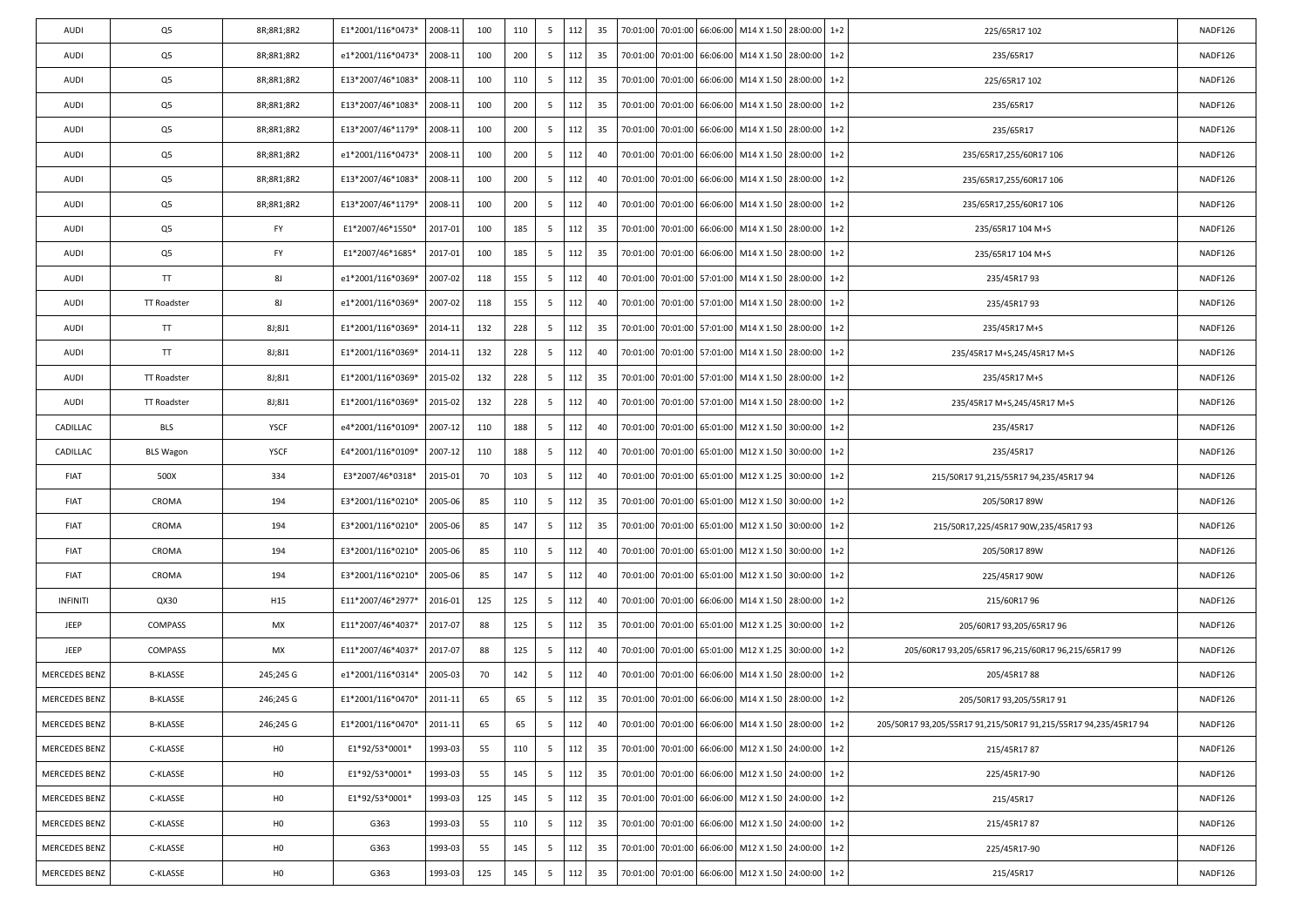| AUDI | Q5 | 8R;8R1;8R2 | E1*2001/116*0473* | 2008-11 | 100 | 110 | 5 | 112 | 35 | 70:01:00 | 70:01:00 | 66:06:00 | M14 X 1.50 | 28:00:00 | 1+2 | 225/65R17 102 | NADF126 |
|---|---|---|---|---|---|---|---|---|---|---|---|---|---|---|---|---|---|
| AUDI | Q5 | 8R;8R1;8R2 | e1*2001/116*0473* | 2008-11 | 100 | 200 | 5 | 112 | 35 | 70:01:00 | 70:01:00 | 66:06:00 | M14 X 1.50 | 28:00:00 | 1+2 | 235/65R17 | NADF126 |
| AUDI | Q5 | 8R;8R1;8R2 | E13*2007/46*1083* | 2008-11 | 100 | 110 | 5 | 112 | 35 | 70:01:00 | 70:01:00 | 66:06:00 | M14 X 1.50 | 28:00:00 | 1+2 | 225/65R17 102 | NADF126 |
| AUDI | Q5 | 8R;8R1;8R2 | E13*2007/46*1083* | 2008-11 | 100 | 200 | 5 | 112 | 35 | 70:01:00 | 70:01:00 | 66:06:00 | M14 X 1.50 | 28:00:00 | 1+2 | 235/65R17 | NADF126 |
| AUDI | Q5 | 8R;8R1;8R2 | E13*2007/46*1179* | 2008-11 | 100 | 200 | 5 | 112 | 35 | 70:01:00 | 70:01:00 | 66:06:00 | M14 X 1.50 | 28:00:00 | 1+2 | 235/65R17 | NADF126 |
| AUDI | Q5 | 8R;8R1;8R2 | e1*2001/116*0473* | 2008-11 | 100 | 200 | 5 | 112 | 40 | 70:01:00 | 70:01:00 | 66:06:00 | M14 X 1.50 | 28:00:00 | 1+2 | 235/65R17,255/60R17 106 | NADF126 |
| AUDI | Q5 | 8R;8R1;8R2 | E13*2007/46*1083* | 2008-11 | 100 | 200 | 5 | 112 | 40 | 70:01:00 | 70:01:00 | 66:06:00 | M14 X 1.50 | 28:00:00 | 1+2 | 235/65R17,255/60R17 106 | NADF126 |
| AUDI | Q5 | 8R;8R1;8R2 | E13*2007/46*1179* | 2008-11 | 100 | 200 | 5 | 112 | 40 | 70:01:00 | 70:01:00 | 66:06:00 | M14 X 1.50 | 28:00:00 | 1+2 | 235/65R17,255/60R17 106 | NADF126 |
| AUDI | Q5 | FY | E1*2007/46*1550* | 2017-01 | 100 | 185 | 5 | 112 | 35 | 70:01:00 | 70:01:00 | 66:06:00 | M14 X 1.50 | 28:00:00 | 1+2 | 235/65R17 104 M+S | NADF126 |
| AUDI | Q5 | FY | E1*2007/46*1685* | 2017-01 | 100 | 185 | 5 | 112 | 35 | 70:01:00 | 70:01:00 | 66:06:00 | M14 X 1.50 | 28:00:00 | 1+2 | 235/65R17 104 M+S | NADF126 |
| AUDI | TT | 8J | e1*2001/116*0369* | 2007-02 | 118 | 155 | 5 | 112 | 40 | 70:01:00 | 70:01:00 | 57:01:00 | M14 X 1.50 | 28:00:00 | 1+2 | 235/45R17 93 | NADF126 |
| AUDI | TT Roadster | 8J | e1*2001/116*0369* | 2007-02 | 118 | 155 | 5 | 112 | 40 | 70:01:00 | 70:01:00 | 57:01:00 | M14 X 1.50 | 28:00:00 | 1+2 | 235/45R17 93 | NADF126 |
| AUDI | TT | 8J;8J1 | E1*2001/116*0369* | 2014-11 | 132 | 228 | 5 | 112 | 35 | 70:01:00 | 70:01:00 | 57:01:00 | M14 X 1.50 | 28:00:00 | 1+2 | 235/45R17 M+S | NADF126 |
| AUDI | TT | 8J;8J1 | E1*2001/116*0369* | 2014-11 | 132 | 228 | 5 | 112 | 40 | 70:01:00 | 70:01:00 | 57:01:00 | M14 X 1.50 | 28:00:00 | 1+2 | 235/45R17 M+S,245/45R17 M+S | NADF126 |
| AUDI | TT Roadster | 8J;8J1 | E1*2001/116*0369* | 2015-02 | 132 | 228 | 5 | 112 | 35 | 70:01:00 | 70:01:00 | 57:01:00 | M14 X 1.50 | 28:00:00 | 1+2 | 235/45R17 M+S | NADF126 |
| AUDI | TT Roadster | 8J;8J1 | E1*2001/116*0369* | 2015-02 | 132 | 228 | 5 | 112 | 40 | 70:01:00 | 70:01:00 | 57:01:00 | M14 X 1.50 | 28:00:00 | 1+2 | 235/45R17 M+S,245/45R17 M+S | NADF126 |
| CADILLAC | BLS | YSCF | e4*2001/116*0109* | 2007-12 | 110 | 188 | 5 | 112 | 40 | 70:01:00 | 70:01:00 | 65:01:00 | M12 X 1.50 | 30:00:00 | 1+2 | 235/45R17 | NADF126 |
| CADILLAC | BLS Wagon | YSCF | E4*2001/116*0109* | 2007-12 | 110 | 188 | 5 | 112 | 40 | 70:01:00 | 70:01:00 | 65:01:00 | M12 X 1.50 | 30:00:00 | 1+2 | 235/45R17 | NADF126 |
| FIAT | 500X | 334 | E3*2007/46*0318* | 2015-01 | 70 | 103 | 5 | 112 | 40 | 70:01:00 | 70:01:00 | 65:01:00 | M12 X 1.25 | 30:00:00 | 1+2 | 215/50R17 91,215/55R17 94,235/45R17 94 | NADF126 |
| FIAT | CROMA | 194 | E3*2001/116*0210* | 2005-06 | 85 | 110 | 5 | 112 | 35 | 70:01:00 | 70:01:00 | 65:01:00 | M12 X 1.50 | 30:00:00 | 1+2 | 205/50R17 89W | NADF126 |
| FIAT | CROMA | 194 | E3*2001/116*0210* | 2005-06 | 85 | 147 | 5 | 112 | 35 | 70:01:00 | 70:01:00 | 65:01:00 | M12 X 1.50 | 30:00:00 | 1+2 | 215/50R17,225/45R17 90W,235/45R17 93 | NADF126 |
| FIAT | CROMA | 194 | E3*2001/116*0210* | 2005-06 | 85 | 110 | 5 | 112 | 40 | 70:01:00 | 70:01:00 | 65:01:00 | M12 X 1.50 | 30:00:00 | 1+2 | 205/50R17 89W | NADF126 |
| FIAT | CROMA | 194 | E3*2001/116*0210* | 2005-06 | 85 | 147 | 5 | 112 | 40 | 70:01:00 | 70:01:00 | 65:01:00 | M12 X 1.50 | 30:00:00 | 1+2 | 225/45R17 90W | NADF126 |
| INFINITI | QX30 | H15 | E11*2007/46*2977* | 2016-01 | 125 | 125 | 5 | 112 | 40 | 70:01:00 | 70:01:00 | 66:06:00 | M14 X 1.50 | 28:00:00 | 1+2 | 215/60R17 96 | NADF126 |
| JEEP | COMPASS | MX | E11*2007/46*4037* | 2017-07 | 88 | 125 | 5 | 112 | 35 | 70:01:00 | 70:01:00 | 65:01:00 | M12 X 1.25 | 30:00:00 | 1+2 | 205/60R17 93,205/65R17 96 | NADF126 |
| JEEP | COMPASS | MX | E11*2007/46*4037* | 2017-07 | 88 | 125 | 5 | 112 | 40 | 70:01:00 | 70:01:00 | 65:01:00 | M12 X 1.25 | 30:00:00 | 1+2 | 205/60R17 93,205/65R17 96,215/60R17 96,215/65R17 99 | NADF126 |
| MERCEDES BENZ | B-KLASSE | 245;245 G | e1*2001/116*0314* | 2005-03 | 70 | 142 | 5 | 112 | 40 | 70:01:00 | 70:01:00 | 66:06:00 | M14 X 1.50 | 28:00:00 | 1+2 | 205/45R17 88 | NADF126 |
| MERCEDES BENZ | B-KLASSE | 246;245 G | E1*2001/116*0470* | 2011-11 | 65 | 65 | 5 | 112 | 35 | 70:01:00 | 70:01:00 | 66:06:00 | M14 X 1.50 | 28:00:00 | 1+2 | 205/50R17 93,205/55R17 91 | NADF126 |
| MERCEDES BENZ | B-KLASSE | 246;245 G | E1*2001/116*0470* | 2011-11 | 65 | 65 | 5 | 112 | 40 | 70:01:00 | 70:01:00 | 66:06:00 | M14 X 1.50 | 28:00:00 | 1+2 | 205/50R17 93,205/55R17 91,215/50R17 91,215/55R17 94,235/45R17 94 | NADF126 |
| MERCEDES BENZ | C-KLASSE | H0 | E1*92/53*0001* | 1993-03 | 55 | 110 | 5 | 112 | 35 | 70:01:00 | 70:01:00 | 66:06:00 | M12 X 1.50 | 24:00:00 | 1+2 | 215/45R17 87 | NADF126 |
| MERCEDES BENZ | C-KLASSE | H0 | E1*92/53*0001* | 1993-03 | 55 | 145 | 5 | 112 | 35 | 70:01:00 | 70:01:00 | 66:06:00 | M12 X 1.50 | 24:00:00 | 1+2 | 225/45R17-90 | NADF126 |
| MERCEDES BENZ | C-KLASSE | H0 | E1*92/53*0001* | 1993-03 | 125 | 145 | 5 | 112 | 35 | 70:01:00 | 70:01:00 | 66:06:00 | M12 X 1.50 | 24:00:00 | 1+2 | 215/45R17 | NADF126 |
| MERCEDES BENZ | C-KLASSE | H0 | G363 | 1993-03 | 55 | 110 | 5 | 112 | 35 | 70:01:00 | 70:01:00 | 66:06:00 | M12 X 1.50 | 24:00:00 | 1+2 | 215/45R17 87 | NADF126 |
| MERCEDES BENZ | C-KLASSE | H0 | G363 | 1993-03 | 55 | 145 | 5 | 112 | 35 | 70:01:00 | 70:01:00 | 66:06:00 | M12 X 1.50 | 24:00:00 | 1+2 | 225/45R17-90 | NADF126 |
| MERCEDES BENZ | C-KLASSE | H0 | G363 | 1993-03 | 125 | 145 | 5 | 112 | 35 | 70:01:00 | 70:01:00 | 66:06:00 | M12 X 1.50 | 24:00:00 | 1+2 | 215/45R17 | NADF126 |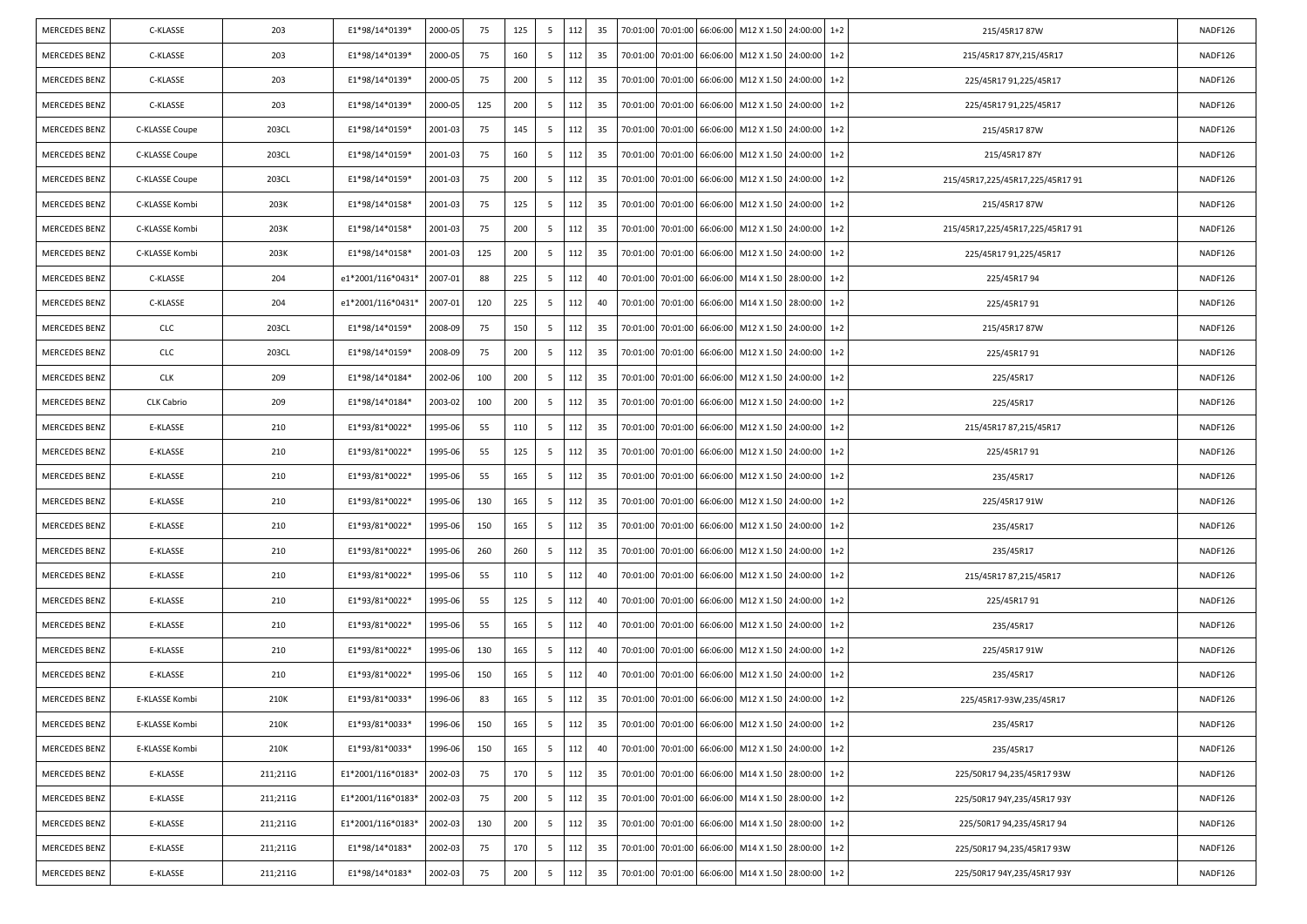| MERCEDES BENZ | C-KLASSE | 203 | E1*98/14*0139* | 2000-05 | 75 | 125 | 5 | 112 | 35 | 70:01:00 | 70:01:00 | 66:06:00 | M12 X 1.50 | 24:00:00 | 1+2 | 215/45R17 87W | NADF126 |
|---|---|---|---|---|---|---|---|---|---|---|---|---|---|---|---|---|---|
| MERCEDES BENZ | C-KLASSE | 203 | E1*98/14*0139* | 2000-05 | 75 | 160 | 5 | 112 | 35 | 70:01:00 | 70:01:00 | 66:06:00 | M12 X 1.50 | 24:00:00 | 1+2 | 215/45R17 87Y,215/45R17 | NADF126 |
| MERCEDES BENZ | C-KLASSE | 203 | E1*98/14*0139* | 2000-05 | 75 | 200 | 5 | 112 | 35 | 70:01:00 | 70:01:00 | 66:06:00 | M12 X 1.50 | 24:00:00 | 1+2 | 225/45R17 91,225/45R17 | NADF126 |
| MERCEDES BENZ | C-KLASSE | 203 | E1*98/14*0139* | 2000-05 | 125 | 200 | 5 | 112 | 35 | 70:01:00 | 70:01:00 | 66:06:00 | M12 X 1.50 | 24:00:00 | 1+2 | 225/45R17 91,225/45R17 | NADF126 |
| MERCEDES BENZ | C-KLASSE Coupe | 203CL | E1*98/14*0159* | 2001-03 | 75 | 145 | 5 | 112 | 35 | 70:01:00 | 70:01:00 | 66:06:00 | M12 X 1.50 | 24:00:00 | 1+2 | 215/45R17 87W | NADF126 |
| MERCEDES BENZ | C-KLASSE Coupe | 203CL | E1*98/14*0159* | 2001-03 | 75 | 160 | 5 | 112 | 35 | 70:01:00 | 70:01:00 | 66:06:00 | M12 X 1.50 | 24:00:00 | 1+2 | 215/45R17 87Y | NADF126 |
| MERCEDES BENZ | C-KLASSE Coupe | 203CL | E1*98/14*0159* | 2001-03 | 75 | 200 | 5 | 112 | 35 | 70:01:00 | 70:01:00 | 66:06:00 | M12 X 1.50 | 24:00:00 | 1+2 | 215/45R17,225/45R17,225/45R17 91 | NADF126 |
| MERCEDES BENZ | C-KLASSE Kombi | 203K | E1*98/14*0158* | 2001-03 | 75 | 125 | 5 | 112 | 35 | 70:01:00 | 70:01:00 | 66:06:00 | M12 X 1.50 | 24:00:00 | 1+2 | 215/45R17 87W | NADF126 |
| MERCEDES BENZ | C-KLASSE Kombi | 203K | E1*98/14*0158* | 2001-03 | 75 | 200 | 5 | 112 | 35 | 70:01:00 | 70:01:00 | 66:06:00 | M12 X 1.50 | 24:00:00 | 1+2 | 215/45R17,225/45R17,225/45R17 91 | NADF126 |
| MERCEDES BENZ | C-KLASSE Kombi | 203K | E1*98/14*0158* | 2001-03 | 125 | 200 | 5 | 112 | 35 | 70:01:00 | 70:01:00 | 66:06:00 | M12 X 1.50 | 24:00:00 | 1+2 | 225/45R17 91,225/45R17 | NADF126 |
| MERCEDES BENZ | C-KLASSE | 204 | e1*2001/116*0431* | 2007-01 | 88 | 225 | 5 | 112 | 40 | 70:01:00 | 70:01:00 | 66:06:00 | M14 X 1.50 | 28:00:00 | 1+2 | 225/45R17 94 | NADF126 |
| MERCEDES BENZ | C-KLASSE | 204 | e1*2001/116*0431* | 2007-01 | 120 | 225 | 5 | 112 | 40 | 70:01:00 | 70:01:00 | 66:06:00 | M14 X 1.50 | 28:00:00 | 1+2 | 225/45R17 91 | NADF126 |
| MERCEDES BENZ | CLC | 203CL | E1*98/14*0159* | 2008-09 | 75 | 150 | 5 | 112 | 35 | 70:01:00 | 70:01:00 | 66:06:00 | M12 X 1.50 | 24:00:00 | 1+2 | 215/45R17 87W | NADF126 |
| MERCEDES BENZ | CLC | 203CL | E1*98/14*0159* | 2008-09 | 75 | 200 | 5 | 112 | 35 | 70:01:00 | 70:01:00 | 66:06:00 | M12 X 1.50 | 24:00:00 | 1+2 | 225/45R17 91 | NADF126 |
| MERCEDES BENZ | CLK | 209 | E1*98/14*0184* | 2002-06 | 100 | 200 | 5 | 112 | 35 | 70:01:00 | 70:01:00 | 66:06:00 | M12 X 1.50 | 24:00:00 | 1+2 | 225/45R17 | NADF126 |
| MERCEDES BENZ | CLK Cabrio | 209 | E1*98/14*0184* | 2003-02 | 100 | 200 | 5 | 112 | 35 | 70:01:00 | 70:01:00 | 66:06:00 | M12 X 1.50 | 24:00:00 | 1+2 | 225/45R17 | NADF126 |
| MERCEDES BENZ | E-KLASSE | 210 | E1*93/81*0022* | 1995-06 | 55 | 110 | 5 | 112 | 35 | 70:01:00 | 70:01:00 | 66:06:00 | M12 X 1.50 | 24:00:00 | 1+2 | 215/45R17 87,215/45R17 | NADF126 |
| MERCEDES BENZ | E-KLASSE | 210 | E1*93/81*0022* | 1995-06 | 55 | 125 | 5 | 112 | 35 | 70:01:00 | 70:01:00 | 66:06:00 | M12 X 1.50 | 24:00:00 | 1+2 | 225/45R17 91 | NADF126 |
| MERCEDES BENZ | E-KLASSE | 210 | E1*93/81*0022* | 1995-06 | 55 | 165 | 5 | 112 | 35 | 70:01:00 | 70:01:00 | 66:06:00 | M12 X 1.50 | 24:00:00 | 1+2 | 235/45R17 | NADF126 |
| MERCEDES BENZ | E-KLASSE | 210 | E1*93/81*0022* | 1995-06 | 130 | 165 | 5 | 112 | 35 | 70:01:00 | 70:01:00 | 66:06:00 | M12 X 1.50 | 24:00:00 | 1+2 | 225/45R17 91W | NADF126 |
| MERCEDES BENZ | E-KLASSE | 210 | E1*93/81*0022* | 1995-06 | 150 | 165 | 5 | 112 | 35 | 70:01:00 | 70:01:00 | 66:06:00 | M12 X 1.50 | 24:00:00 | 1+2 | 235/45R17 | NADF126 |
| MERCEDES BENZ | E-KLASSE | 210 | E1*93/81*0022* | 1995-06 | 260 | 260 | 5 | 112 | 35 | 70:01:00 | 70:01:00 | 66:06:00 | M12 X 1.50 | 24:00:00 | 1+2 | 235/45R17 | NADF126 |
| MERCEDES BENZ | E-KLASSE | 210 | E1*93/81*0022* | 1995-06 | 55 | 110 | 5 | 112 | 40 | 70:01:00 | 70:01:00 | 66:06:00 | M12 X 1.50 | 24:00:00 | 1+2 | 215/45R17 87,215/45R17 | NADF126 |
| MERCEDES BENZ | E-KLASSE | 210 | E1*93/81*0022* | 1995-06 | 55 | 125 | 5 | 112 | 40 | 70:01:00 | 70:01:00 | 66:06:00 | M12 X 1.50 | 24:00:00 | 1+2 | 225/45R17 91 | NADF126 |
| MERCEDES BENZ | E-KLASSE | 210 | E1*93/81*0022* | 1995-06 | 55 | 165 | 5 | 112 | 40 | 70:01:00 | 70:01:00 | 66:06:00 | M12 X 1.50 | 24:00:00 | 1+2 | 235/45R17 | NADF126 |
| MERCEDES BENZ | E-KLASSE | 210 | E1*93/81*0022* | 1995-06 | 130 | 165 | 5 | 112 | 40 | 70:01:00 | 70:01:00 | 66:06:00 | M12 X 1.50 | 24:00:00 | 1+2 | 225/45R17 91W | NADF126 |
| MERCEDES BENZ | E-KLASSE | 210 | E1*93/81*0022* | 1995-06 | 150 | 165 | 5 | 112 | 40 | 70:01:00 | 70:01:00 | 66:06:00 | M12 X 1.50 | 24:00:00 | 1+2 | 235/45R17 | NADF126 |
| MERCEDES BENZ | E-KLASSE Kombi | 210K | E1*93/81*0033* | 1996-06 | 83 | 165 | 5 | 112 | 35 | 70:01:00 | 70:01:00 | 66:06:00 | M12 X 1.50 | 24:00:00 | 1+2 | 225/45R17-93W,235/45R17 | NADF126 |
| MERCEDES BENZ | E-KLASSE Kombi | 210K | E1*93/81*0033* | 1996-06 | 150 | 165 | 5 | 112 | 35 | 70:01:00 | 70:01:00 | 66:06:00 | M12 X 1.50 | 24:00:00 | 1+2 | 235/45R17 | NADF126 |
| MERCEDES BENZ | E-KLASSE Kombi | 210K | E1*93/81*0033* | 1996-06 | 150 | 165 | 5 | 112 | 40 | 70:01:00 | 70:01:00 | 66:06:00 | M12 X 1.50 | 24:00:00 | 1+2 | 235/45R17 | NADF126 |
| MERCEDES BENZ | E-KLASSE | 211;211G | E1*2001/116*0183* | 2002-03 | 75 | 170 | 5 | 112 | 35 | 70:01:00 | 70:01:00 | 66:06:00 | M14 X 1.50 | 28:00:00 | 1+2 | 225/50R17 94,235/45R17 93W | NADF126 |
| MERCEDES BENZ | E-KLASSE | 211;211G | E1*2001/116*0183* | 2002-03 | 75 | 200 | 5 | 112 | 35 | 70:01:00 | 70:01:00 | 66:06:00 | M14 X 1.50 | 28:00:00 | 1+2 | 225/50R17 94Y,235/45R17 93Y | NADF126 |
| MERCEDES BENZ | E-KLASSE | 211;211G | E1*2001/116*0183* | 2002-03 | 130 | 200 | 5 | 112 | 35 | 70:01:00 | 70:01:00 | 66:06:00 | M14 X 1.50 | 28:00:00 | 1+2 | 225/50R17 94,235/45R17 94 | NADF126 |
| MERCEDES BENZ | E-KLASSE | 211;211G | E1*98/14*0183* | 2002-03 | 75 | 170 | 5 | 112 | 35 | 70:01:00 | 70:01:00 | 66:06:00 | M14 X 1.50 | 28:00:00 | 1+2 | 225/50R17 94,235/45R17 93W | NADF126 |
| MERCEDES BENZ | E-KLASSE | 211;211G | E1*98/14*0183* | 2002-03 | 75 | 200 | 5 | 112 | 35 | 70:01:00 | 70:01:00 | 66:06:00 | M14 X 1.50 | 28:00:00 | 1+2 | 225/50R17 94Y,235/45R17 93Y | NADF126 |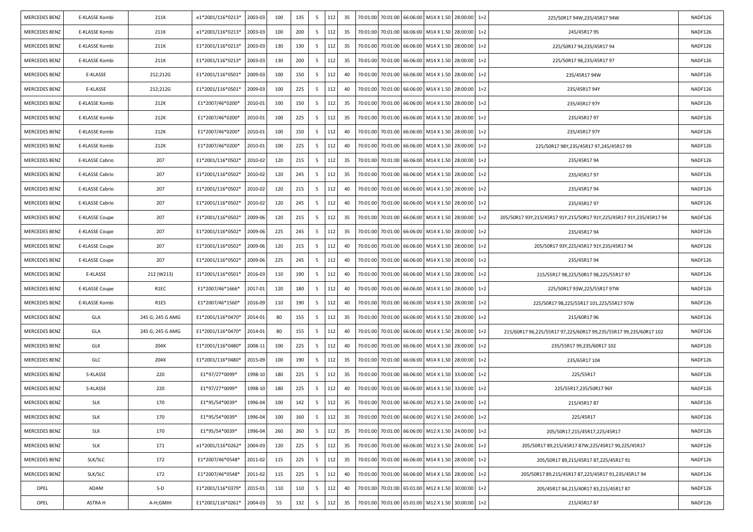| MERCEDES BENZ | E-KLASSE Kombi | 211K | e1*2001/116*0213* | 2003-03 | 100 | 135 | 5 | 112 | 35 | 70:01:00 | 70:01:00 | 66:06:00 | M14 X 1.50 | 28:00:00 | 1+2 | 225/50R17 94W,235/45R17 94W | NADF126 |
|---|---|---|---|---|---|---|---|---|---|---|---|---|---|---|---|---|---|
| MERCEDES BENZ | E-KLASSE Kombi | 211K | e1*2001/116*0213* | 2003-03 | 100 | 200 | 5 | 112 | 35 | 70:01:00 | 70:01:00 | 66:06:00 | M14 X 1.50 | 28:00:00 | 1+2 | 245/45R17 95 | NADF126 |
| MERCEDES BENZ | E-KLASSE Kombi | 211K | E1*2001/116*0213* | 2003-03 | 130 | 130 | 5 | 112 | 35 | 70:01:00 | 70:01:00 | 66:06:00 | M14 X 1.50 | 28:00:00 | 1+2 | 225/50R17 94,235/45R17 94 | NADF126 |
| MERCEDES BENZ | E-KLASSE Kombi | 211K | E1*2001/116*0213* | 2003-03 | 130 | 200 | 5 | 112 | 35 | 70:01:00 | 70:01:00 | 66:06:00 | M14 X 1.50 | 28:00:00 | 1+2 | 225/50R17 98,235/45R17 97 | NADF126 |
| MERCEDES BENZ | E-KLASSE | 212;212G | E1*2001/116*0501* | 2009-03 | 100 | 150 | 5 | 112 | 40 | 70:01:00 | 70:01:00 | 66:06:00 | M14 X 1.50 | 28:00:00 | 1+2 | 235/45R17 94W | NADF126 |
| MERCEDES BENZ | E-KLASSE | 212;212G | E1*2001/116*0501* | 2009-03 | 100 | 225 | 5 | 112 | 40 | 70:01:00 | 70:01:00 | 66:06:00 | M14 X 1.50 | 28:00:00 | 1+2 | 235/45R17 94Y | NADF126 |
| MERCEDES BENZ | E-KLASSE Kombi | 212K | E1*2007/46*0200* | 2010-01 | 100 | 150 | 5 | 112 | 35 | 70:01:00 | 70:01:00 | 66:06:00 | M14 X 1.50 | 28:00:00 | 1+2 | 235/45R17 97Y | NADF126 |
| MERCEDES BENZ | E-KLASSE Kombi | 212K | E1*2007/46*0200* | 2010-01 | 100 | 225 | 5 | 112 | 35 | 70:01:00 | 70:01:00 | 66:06:00 | M14 X 1.50 | 28:00:00 | 1+2 | 235/45R17 97 | NADF126 |
| MERCEDES BENZ | E-KLASSE Kombi | 212K | E1*2007/46*0200* | 2010-01 | 100 | 150 | 5 | 112 | 40 | 70:01:00 | 70:01:00 | 66:06:00 | M14 X 1.50 | 28:00:00 | 1+2 | 235/45R17 97Y | NADF126 |
| MERCEDES BENZ | E-KLASSE Kombi | 212K | E1*2007/46*0200* | 2010-01 | 100 | 225 | 5 | 112 | 40 | 70:01:00 | 70:01:00 | 66:06:00 | M14 X 1.50 | 28:00:00 | 1+2 | 225/50R17 98Y,235/45R17 97,245/45R17 99 | NADF126 |
| MERCEDES BENZ | E-KLASSE Cabrio | 207 | E1*2001/116*0502* | 2010-02 | 120 | 215 | 5 | 112 | 35 | 70:01:00 | 70:01:00 | 66:06:00 | M14 X 1.50 | 28:00:00 | 1+2 | 235/45R17 94 | NADF126 |
| MERCEDES BENZ | E-KLASSE Cabrio | 207 | E1*2001/116*0502* | 2010-02 | 120 | 245 | 5 | 112 | 35 | 70:01:00 | 70:01:00 | 66:06:00 | M14 X 1.50 | 28:00:00 | 1+2 | 235/45R17 97 | NADF126 |
| MERCEDES BENZ | E-KLASSE Cabrio | 207 | E1*2001/116*0502* | 2010-02 | 120 | 215 | 5 | 112 | 40 | 70:01:00 | 70:01:00 | 66:06:00 | M14 X 1.50 | 28:00:00 | 1+2 | 235/45R17 94 | NADF126 |
| MERCEDES BENZ | E-KLASSE Cabrio | 207 | E1*2001/116*0502* | 2010-02 | 120 | 245 | 5 | 112 | 40 | 70:01:00 | 70:01:00 | 66:06:00 | M14 X 1.50 | 28:00:00 | 1+2 | 235/45R17 97 | NADF126 |
| MERCEDES BENZ | E-KLASSE Coupe | 207 | E1*2001/116*0502* | 2009-06 | 120 | 215 | 5 | 112 | 35 | 70:01:00 | 70:01:00 | 66:06:00 | M14 X 1.50 | 28:00:00 | 1+2 | 205/50R17 93Y,215/45R17 91Y,215/50R17 91Y,225/45R17 91Y,235/45R17 94 | NADF126 |
| MERCEDES BENZ | E-KLASSE Coupe | 207 | E1*2001/116*0502* | 2009-06 | 225 | 245 | 5 | 112 | 35 | 70:01:00 | 70:01:00 | 66:06:00 | M14 X 1.50 | 28:00:00 | 1+2 | 235/45R17 94 | NADF126 |
| MERCEDES BENZ | E-KLASSE Coupe | 207 | E1*2001/116*0502* | 2009-06 | 120 | 215 | 5 | 112 | 40 | 70:01:00 | 70:01:00 | 66:06:00 | M14 X 1.50 | 28:00:00 | 1+2 | 205/50R17 93Y,225/45R17 91Y,235/45R17 94 | NADF126 |
| MERCEDES BENZ | E-KLASSE Coupe | 207 | E1*2001/116*0502* | 2009-06 | 225 | 245 | 5 | 112 | 40 | 70:01:00 | 70:01:00 | 66:06:00 | M14 X 1.50 | 28:00:00 | 1+2 | 235/45R17 94 | NADF126 |
| MERCEDES BENZ | E-KLASSE | 212 (W213) | E1*2001/116*0501* | 2016-03 | 110 | 190 | 5 | 112 | 40 | 70:01:00 | 70:01:00 | 66:06:00 | M14 X 1.50 | 28:00:00 | 1+2 | 215/55R17 98,225/50R17 98,225/55R17 97 | NADF126 |
| MERCEDES BENZ | E-KLASSE Coupe | R1EC | E1*2007/46*1666* | 2017-01 | 120 | 180 | 5 | 112 | 40 | 70:01:00 | 70:01:00 | 66:06:00 | M14 X 1.50 | 28:00:00 | 1+2 | 225/50R17 93W,225/55R17 97W | NADF126 |
| MERCEDES BENZ | E-KLASSE Kombi | R1ES | E1*2007/46*1560* | 2016-09 | 110 | 190 | 5 | 112 | 40 | 70:01:00 | 70:01:00 | 66:06:00 | M14 X 1.50 | 28:00:00 | 1+2 | 225/50R17 98,225/55R17 101,225/55R17 97W | NADF126 |
| MERCEDES BENZ | GLA | 245 G; 245 G AMG | E1*2001/116*0470* | 2014-01 | 80 | 155 | 5 | 112 | 35 | 70:01:00 | 70:01:00 | 66:06:00 | M14 X 1.50 | 28:00:00 | 1+2 | 215/60R17 96 | NADF126 |
| MERCEDES BENZ | GLA | 245 G; 245 G AMG | E1*2001/116*0470* | 2014-01 | 80 | 155 | 5 | 112 | 40 | 70:01:00 | 70:01:00 | 66:06:00 | M14 X 1.50 | 28:00:00 | 1+2 | 215/60R17 96,225/55R17 97,225/60R17 99,235/55R17 99,235/60R17 102 | NADF126 |
| MERCEDES BENZ | GLK | 204X | E1*2001/116*0480* | 2008-11 | 100 | 225 | 5 | 112 | 40 | 70:01:00 | 70:01:00 | 66:06:00 | M14 X 1.50 | 28:00:00 | 1+2 | 235/55R17 99,235/60R17 102 | NADF126 |
| MERCEDES BENZ | GLC | 204X | E1*2001/116*0480* | 2015-09 | 100 | 190 | 5 | 112 | 35 | 70:01:00 | 70:01:00 | 66:06:00 | M14 X 1.50 | 28:00:00 | 1+2 | 235/65R17 104 | NADF126 |
| MERCEDES BENZ | S-KLASSE | 220 | E1*97/27*0099* | 1998-10 | 180 | 225 | 5 | 112 | 35 | 70:01:00 | 70:01:00 | 66:06:00 | M14 X 1.50 | 33:00:00 | 1+2 | 225/55R17 | NADF126 |
| MERCEDES BENZ | S-KLASSE | 220 | E1*97/27*0099* | 1998-10 | 180 | 225 | 5 | 112 | 40 | 70:01:00 | 70:01:00 | 66:06:00 | M14 X 1.50 | 33:00:00 | 1+2 | 225/55R17,235/50R17 96Y | NADF126 |
| MERCEDES BENZ | SLK | 170 | E1*95/54*0039* | 1996-04 | 100 | 142 | 5 | 112 | 35 | 70:01:00 | 70:01:00 | 66:06:00 | M12 X 1.50 | 24:00:00 | 1+2 | 215/45R17 87 | NADF126 |
| MERCEDES BENZ | SLK | 170 | E1*95/54*0039* | 1996-04 | 100 | 160 | 5 | 112 | 35 | 70:01:00 | 70:01:00 | 66:06:00 | M12 X 1.50 | 24:00:00 | 1+2 | 225/45R17 | NADF126 |
| MERCEDES BENZ | SLK | 170 | E1*95/54*0039* | 1996-04 | 260 | 260 | 5 | 112 | 35 | 70:01:00 | 70:01:00 | 66:06:00 | M12 X 1.50 | 24:00:00 | 1+2 | 205/50R17,215/45R17,225/45R17 | NADF126 |
| MERCEDES BENZ | SLK | 171 | e1*2001/116*0262* | 2004-03 | 120 | 225 | 5 | 112 | 35 | 70:01:00 | 70:01:00 | 66:06:00 | M12 X 1.50 | 24:00:00 | 1+2 | 205/50R17 89,215/45R17 87W,225/45R17 90,225/45R17 | NADF126 |
| MERCEDES BENZ | SLK/SLC | 172 | E1*2007/46*0548* | 2011-02 | 115 | 225 | 5 | 112 | 35 | 70:01:00 | 70:01:00 | 66:06:00 | M14 X 1.50 | 28:00:00 | 1+2 | 205/50R17 89,215/45R17 87,225/45R17 91 | NADF126 |
| MERCEDES BENZ | SLK/SLC | 172 | E1*2007/46*0548* | 2011-02 | 115 | 225 | 5 | 112 | 40 | 70:01:00 | 70:01:00 | 66:06:00 | M14 X 1.50 | 28:00:00 | 1+2 | 205/50R17 89,215/45R17 87,225/45R17 91,235/45R17 94 | NADF126 |
| OPEL | ADAM | S-D | E1*2001/116*0379* | 2015-01 | 110 | 110 | 5 | 112 | 40 | 70:01:00 | 70:01:00 | 65:01:00 | M12 X 1.50 | 30:00:00 | 1+2 | 205/45R17 84,215/40R17 83,215/45R17 87 | NADF126 |
| OPEL | ASTRA H | A-H;GMIH | E1*2001/116*0261* | 2004-03 | 55 | 132 | 5 | 112 | 35 | 70:01:00 | 70:01:00 | 65:01:00 | M12 X 1.50 | 30:00:00 | 1+2 | 215/45R17 87 | NADF126 |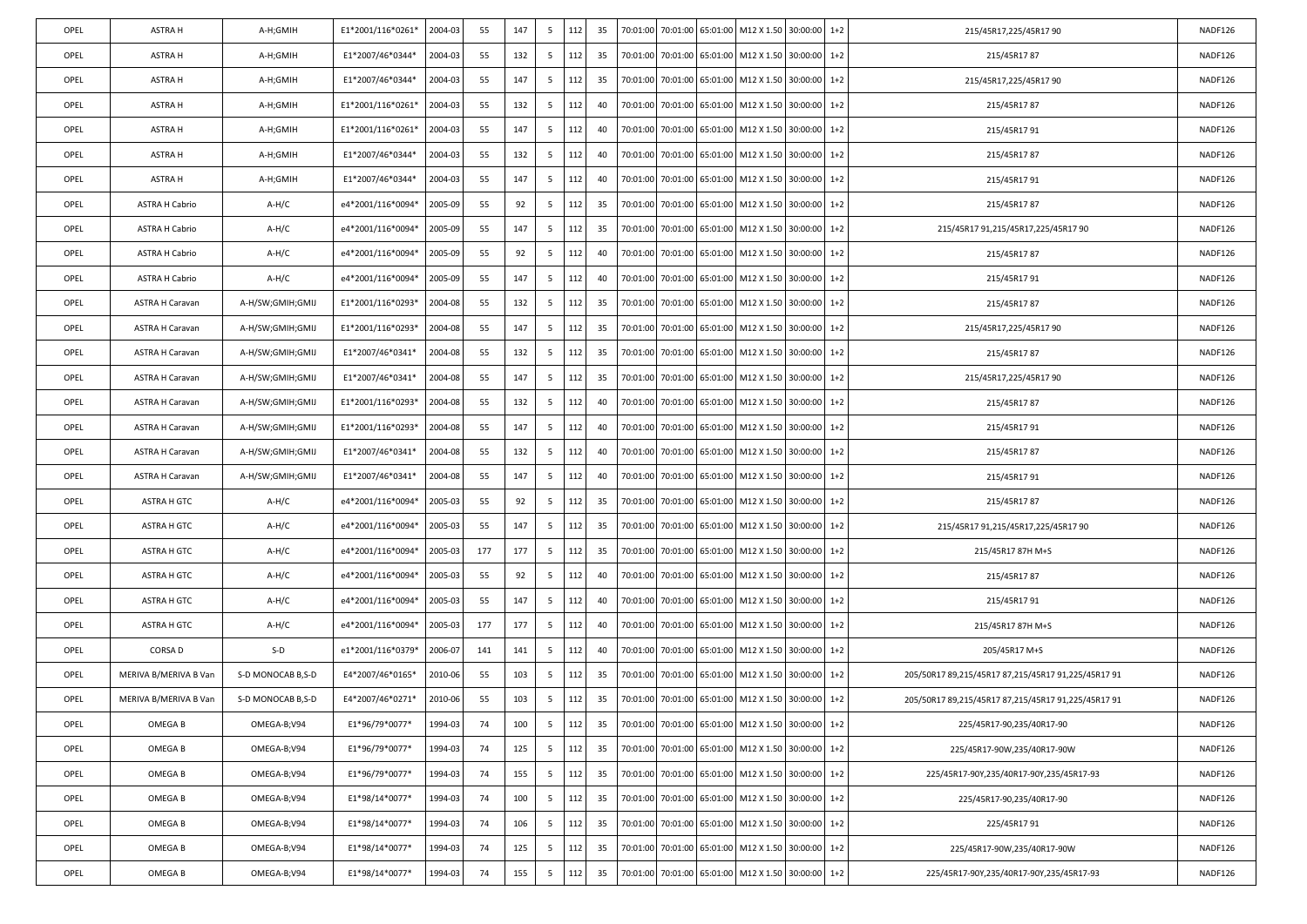| OPEL | ASTRA H | A-H;GMIH | E1*2001/116*0261* | 2004-03 | 55 | 147 | 5 | 112 | 35 | 70:01:00 | 70:01:00 | 65:01:00 | M12 X 1.50 | 30:00:00 | 1+2 | 215/45R17,225/45R17 90 | NADF126 |
|---|---|---|---|---|---|---|---|---|---|---|---|---|---|---|---|---|---|
| OPEL | ASTRA H | A-H;GMIH | E1*2007/46*0344* | 2004-03 | 55 | 132 | 5 | 112 | 35 | 70:01:00 | 70:01:00 | 65:01:00 | M12 X 1.50 | 30:00:00 | 1+2 | 215/45R17 87 | NADF126 |
| OPEL | ASTRA H | A-H;GMIH | E1*2007/46*0344* | 2004-03 | 55 | 147 | 5 | 112 | 35 | 70:01:00 | 70:01:00 | 65:01:00 | M12 X 1.50 | 30:00:00 | 1+2 | 215/45R17,225/45R17 90 | NADF126 |
| OPEL | ASTRA H | A-H;GMIH | E1*2001/116*0261* | 2004-03 | 55 | 132 | 5 | 112 | 40 | 70:01:00 | 70:01:00 | 65:01:00 | M12 X 1.50 | 30:00:00 | 1+2 | 215/45R17 87 | NADF126 |
| OPEL | ASTRA H | A-H;GMIH | E1*2001/116*0261* | 2004-03 | 55 | 147 | 5 | 112 | 40 | 70:01:00 | 70:01:00 | 65:01:00 | M12 X 1.50 | 30:00:00 | 1+2 | 215/45R17 91 | NADF126 |
| OPEL | ASTRA H | A-H;GMIH | E1*2007/46*0344* | 2004-03 | 55 | 132 | 5 | 112 | 40 | 70:01:00 | 70:01:00 | 65:01:00 | M12 X 1.50 | 30:00:00 | 1+2 | 215/45R17 87 | NADF126 |
| OPEL | ASTRA H | A-H;GMIH | E1*2007/46*0344* | 2004-03 | 55 | 147 | 5 | 112 | 40 | 70:01:00 | 70:01:00 | 65:01:00 | M12 X 1.50 | 30:00:00 | 1+2 | 215/45R17 91 | NADF126 |
| OPEL | ASTRA H Cabrio | A-H/C | e4*2001/116*0094* | 2005-09 | 55 | 92 | 5 | 112 | 35 | 70:01:00 | 70:01:00 | 65:01:00 | M12 X 1.50 | 30:00:00 | 1+2 | 215/45R17 87 | NADF126 |
| OPEL | ASTRA H Cabrio | A-H/C | e4*2001/116*0094* | 2005-09 | 55 | 147 | 5 | 112 | 35 | 70:01:00 | 70:01:00 | 65:01:00 | M12 X 1.50 | 30:00:00 | 1+2 | 215/45R17 91,215/45R17,225/45R17 90 | NADF126 |
| OPEL | ASTRA H Cabrio | A-H/C | e4*2001/116*0094* | 2005-09 | 55 | 92 | 5 | 112 | 40 | 70:01:00 | 70:01:00 | 65:01:00 | M12 X 1.50 | 30:00:00 | 1+2 | 215/45R17 87 | NADF126 |
| OPEL | ASTRA H Cabrio | A-H/C | e4*2001/116*0094* | 2005-09 | 55 | 147 | 5 | 112 | 40 | 70:01:00 | 70:01:00 | 65:01:00 | M12 X 1.50 | 30:00:00 | 1+2 | 215/45R17 91 | NADF126 |
| OPEL | ASTRA H Caravan | A-H/SW;GMIH;GMIJ | E1*2001/116*0293* | 2004-08 | 55 | 132 | 5 | 112 | 35 | 70:01:00 | 70:01:00 | 65:01:00 | M12 X 1.50 | 30:00:00 | 1+2 | 215/45R17 87 | NADF126 |
| OPEL | ASTRA H Caravan | A-H/SW;GMIH;GMIJ | E1*2001/116*0293* | 2004-08 | 55 | 147 | 5 | 112 | 35 | 70:01:00 | 70:01:00 | 65:01:00 | M12 X 1.50 | 30:00:00 | 1+2 | 215/45R17,225/45R17 90 | NADF126 |
| OPEL | ASTRA H Caravan | A-H/SW;GMIH;GMIJ | E1*2007/46*0341* | 2004-08 | 55 | 132 | 5 | 112 | 35 | 70:01:00 | 70:01:00 | 65:01:00 | M12 X 1.50 | 30:00:00 | 1+2 | 215/45R17 87 | NADF126 |
| OPEL | ASTRA H Caravan | A-H/SW;GMIH;GMIJ | E1*2007/46*0341* | 2004-08 | 55 | 147 | 5 | 112 | 35 | 70:01:00 | 70:01:00 | 65:01:00 | M12 X 1.50 | 30:00:00 | 1+2 | 215/45R17,225/45R17 90 | NADF126 |
| OPEL | ASTRA H Caravan | A-H/SW;GMIH;GMIJ | E1*2001/116*0293* | 2004-08 | 55 | 132 | 5 | 112 | 40 | 70:01:00 | 70:01:00 | 65:01:00 | M12 X 1.50 | 30:00:00 | 1+2 | 215/45R17 87 | NADF126 |
| OPEL | ASTRA H Caravan | A-H/SW;GMIH;GMIJ | E1*2001/116*0293* | 2004-08 | 55 | 147 | 5 | 112 | 40 | 70:01:00 | 70:01:00 | 65:01:00 | M12 X 1.50 | 30:00:00 | 1+2 | 215/45R17 91 | NADF126 |
| OPEL | ASTRA H Caravan | A-H/SW;GMIH;GMIJ | E1*2007/46*0341* | 2004-08 | 55 | 132 | 5 | 112 | 40 | 70:01:00 | 70:01:00 | 65:01:00 | M12 X 1.50 | 30:00:00 | 1+2 | 215/45R17 87 | NADF126 |
| OPEL | ASTRA H Caravan | A-H/SW;GMIH;GMIJ | E1*2007/46*0341* | 2004-08 | 55 | 147 | 5 | 112 | 40 | 70:01:00 | 70:01:00 | 65:01:00 | M12 X 1.50 | 30:00:00 | 1+2 | 215/45R17 91 | NADF126 |
| OPEL | ASTRA H GTC | A-H/C | e4*2001/116*0094* | 2005-03 | 55 | 92 | 5 | 112 | 35 | 70:01:00 | 70:01:00 | 65:01:00 | M12 X 1.50 | 30:00:00 | 1+2 | 215/45R17 87 | NADF126 |
| OPEL | ASTRA H GTC | A-H/C | e4*2001/116*0094* | 2005-03 | 55 | 147 | 5 | 112 | 35 | 70:01:00 | 70:01:00 | 65:01:00 | M12 X 1.50 | 30:00:00 | 1+2 | 215/45R17 91,215/45R17,225/45R17 90 | NADF126 |
| OPEL | ASTRA H GTC | A-H/C | e4*2001/116*0094* | 2005-03 | 177 | 177 | 5 | 112 | 35 | 70:01:00 | 70:01:00 | 65:01:00 | M12 X 1.50 | 30:00:00 | 1+2 | 215/45R17 87H M+S | NADF126 |
| OPEL | ASTRA H GTC | A-H/C | e4*2001/116*0094* | 2005-03 | 55 | 92 | 5 | 112 | 40 | 70:01:00 | 70:01:00 | 65:01:00 | M12 X 1.50 | 30:00:00 | 1+2 | 215/45R17 87 | NADF126 |
| OPEL | ASTRA H GTC | A-H/C | e4*2001/116*0094* | 2005-03 | 55 | 147 | 5 | 112 | 40 | 70:01:00 | 70:01:00 | 65:01:00 | M12 X 1.50 | 30:00:00 | 1+2 | 215/45R17 91 | NADF126 |
| OPEL | ASTRA H GTC | A-H/C | e4*2001/116*0094* | 2005-03 | 177 | 177 | 5 | 112 | 40 | 70:01:00 | 70:01:00 | 65:01:00 | M12 X 1.50 | 30:00:00 | 1+2 | 215/45R17 87H M+S | NADF126 |
| OPEL | CORSA D | S-D | e1*2001/116*0379* | 2006-07 | 141 | 141 | 5 | 112 | 40 | 70:01:00 | 70:01:00 | 65:01:00 | M12 X 1.50 | 30:00:00 | 1+2 | 205/45R17 M+S | NADF126 |
| OPEL | MERIVA B/MERIVA B Van | S-D MONOCAB B,S-D | E4*2007/46*0165* | 2010-06 | 55 | 103 | 5 | 112 | 35 | 70:01:00 | 70:01:00 | 65:01:00 | M12 X 1.50 | 30:00:00 | 1+2 | 205/50R17 89,215/45R17 87,215/45R17 91,225/45R17 91 | NADF126 |
| OPEL | MERIVA B/MERIVA B Van | S-D MONOCAB B,S-D | E4*2007/46*0271* | 2010-06 | 55 | 103 | 5 | 112 | 35 | 70:01:00 | 70:01:00 | 65:01:00 | M12 X 1.50 | 30:00:00 | 1+2 | 205/50R17 89,215/45R17 87,215/45R17 91,225/45R17 91 | NADF126 |
| OPEL | OMEGA B | OMEGA-B;V94 | E1*96/79*0077* | 1994-03 | 74 | 100 | 5 | 112 | 35 | 70:01:00 | 70:01:00 | 65:01:00 | M12 X 1.50 | 30:00:00 | 1+2 | 225/45R17-90,235/40R17-90 | NADF126 |
| OPEL | OMEGA B | OMEGA-B;V94 | E1*96/79*0077* | 1994-03 | 74 | 125 | 5 | 112 | 35 | 70:01:00 | 70:01:00 | 65:01:00 | M12 X 1.50 | 30:00:00 | 1+2 | 225/45R17-90W,235/40R17-90W | NADF126 |
| OPEL | OMEGA B | OMEGA-B;V94 | E1*96/79*0077* | 1994-03 | 74 | 155 | 5 | 112 | 35 | 70:01:00 | 70:01:00 | 65:01:00 | M12 X 1.50 | 30:00:00 | 1+2 | 225/45R17-90Y,235/40R17-90Y,235/45R17-93 | NADF126 |
| OPEL | OMEGA B | OMEGA-B;V94 | E1*98/14*0077* | 1994-03 | 74 | 100 | 5 | 112 | 35 | 70:01:00 | 70:01:00 | 65:01:00 | M12 X 1.50 | 30:00:00 | 1+2 | 225/45R17-90,235/40R17-90 | NADF126 |
| OPEL | OMEGA B | OMEGA-B;V94 | E1*98/14*0077* | 1994-03 | 74 | 106 | 5 | 112 | 35 | 70:01:00 | 70:01:00 | 65:01:00 | M12 X 1.50 | 30:00:00 | 1+2 | 225/45R17 91 | NADF126 |
| OPEL | OMEGA B | OMEGA-B;V94 | E1*98/14*0077* | 1994-03 | 74 | 125 | 5 | 112 | 35 | 70:01:00 | 70:01:00 | 65:01:00 | M12 X 1.50 | 30:00:00 | 1+2 | 225/45R17-90W,235/40R17-90W | NADF126 |
| OPEL | OMEGA B | OMEGA-B;V94 | E1*98/14*0077* | 1994-03 | 74 | 155 | 5 | 112 | 35 | 70:01:00 | 70:01:00 | 65:01:00 | M12 X 1.50 | 30:00:00 | 1+2 | 225/45R17-90Y,235/40R17-90Y,235/45R17-93 | NADF126 |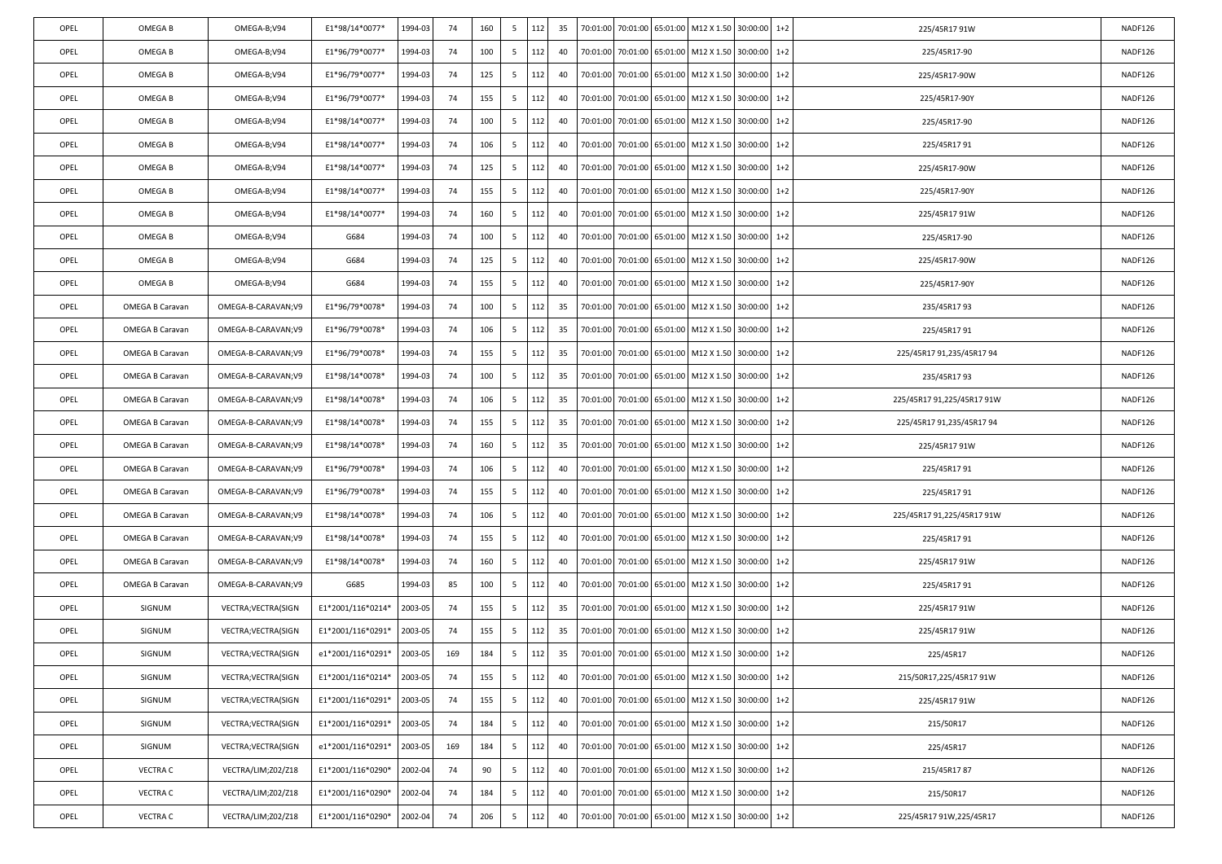| OPEL | OMEGA B | OMEGA-B;V94 | E1*98/14*0077* | 1994-03 | 74 | 160 | 5 | 112 | 35 | 70:01:00 | 70:01:00 | 65:01:00 | M12 X 1.50 | 30:00:00 | 1+2 | 225/45R17 91W | NADF126 |
|---|---|---|---|---|---|---|---|---|---|---|---|---|---|---|---|---|---|
| OPEL | OMEGA B | OMEGA-B;V94 | E1*96/79*0077* | 1994-03 | 74 | 100 | 5 | 112 | 40 | 70:01:00 | 70:01:00 | 65:01:00 | M12 X 1.50 | 30:00:00 | 1+2 | 225/45R17-90 | NADF126 |
| OPEL | OMEGA B | OMEGA-B;V94 | E1*96/79*0077* | 1994-03 | 74 | 125 | 5 | 112 | 40 | 70:01:00 | 70:01:00 | 65:01:00 | M12 X 1.50 | 30:00:00 | 1+2 | 225/45R17-90W | NADF126 |
| OPEL | OMEGA B | OMEGA-B;V94 | E1*96/79*0077* | 1994-03 | 74 | 155 | 5 | 112 | 40 | 70:01:00 | 70:01:00 | 65:01:00 | M12 X 1.50 | 30:00:00 | 1+2 | 225/45R17-90Y | NADF126 |
| OPEL | OMEGA B | OMEGA-B;V94 | E1*98/14*0077* | 1994-03 | 74 | 100 | 5 | 112 | 40 | 70:01:00 | 70:01:00 | 65:01:00 | M12 X 1.50 | 30:00:00 | 1+2 | 225/45R17-90 | NADF126 |
| OPEL | OMEGA B | OMEGA-B;V94 | E1*98/14*0077* | 1994-03 | 74 | 106 | 5 | 112 | 40 | 70:01:00 | 70:01:00 | 65:01:00 | M12 X 1.50 | 30:00:00 | 1+2 | 225/45R17 91 | NADF126 |
| OPEL | OMEGA B | OMEGA-B;V94 | E1*98/14*0077* | 1994-03 | 74 | 125 | 5 | 112 | 40 | 70:01:00 | 70:01:00 | 65:01:00 | M12 X 1.50 | 30:00:00 | 1+2 | 225/45R17-90W | NADF126 |
| OPEL | OMEGA B | OMEGA-B;V94 | E1*98/14*0077* | 1994-03 | 74 | 155 | 5 | 112 | 40 | 70:01:00 | 70:01:00 | 65:01:00 | M12 X 1.50 | 30:00:00 | 1+2 | 225/45R17-90Y | NADF126 |
| OPEL | OMEGA B | OMEGA-B;V94 | E1*98/14*0077* | 1994-03 | 74 | 160 | 5 | 112 | 40 | 70:01:00 | 70:01:00 | 65:01:00 | M12 X 1.50 | 30:00:00 | 1+2 | 225/45R17 91W | NADF126 |
| OPEL | OMEGA B | OMEGA-B;V94 | G684 | 1994-03 | 74 | 100 | 5 | 112 | 40 | 70:01:00 | 70:01:00 | 65:01:00 | M12 X 1.50 | 30:00:00 | 1+2 | 225/45R17-90 | NADF126 |
| OPEL | OMEGA B | OMEGA-B;V94 | G684 | 1994-03 | 74 | 125 | 5 | 112 | 40 | 70:01:00 | 70:01:00 | 65:01:00 | M12 X 1.50 | 30:00:00 | 1+2 | 225/45R17-90W | NADF126 |
| OPEL | OMEGA B | OMEGA-B;V94 | G684 | 1994-03 | 74 | 155 | 5 | 112 | 40 | 70:01:00 | 70:01:00 | 65:01:00 | M12 X 1.50 | 30:00:00 | 1+2 | 225/45R17-90Y | NADF126 |
| OPEL | OMEGA B Caravan | OMEGA-B-CARAVAN;V9 | E1*96/79*0078* | 1994-03 | 74 | 100 | 5 | 112 | 35 | 70:01:00 | 70:01:00 | 65:01:00 | M12 X 1.50 | 30:00:00 | 1+2 | 235/45R17 93 | NADF126 |
| OPEL | OMEGA B Caravan | OMEGA-B-CARAVAN;V9 | E1*96/79*0078* | 1994-03 | 74 | 106 | 5 | 112 | 35 | 70:01:00 | 70:01:00 | 65:01:00 | M12 X 1.50 | 30:00:00 | 1+2 | 225/45R17 91 | NADF126 |
| OPEL | OMEGA B Caravan | OMEGA-B-CARAVAN;V9 | E1*96/79*0078* | 1994-03 | 74 | 155 | 5 | 112 | 35 | 70:01:00 | 70:01:00 | 65:01:00 | M12 X 1.50 | 30:00:00 | 1+2 | 225/45R17 91,235/45R17 94 | NADF126 |
| OPEL | OMEGA B Caravan | OMEGA-B-CARAVAN;V9 | E1*98/14*0078* | 1994-03 | 74 | 100 | 5 | 112 | 35 | 70:01:00 | 70:01:00 | 65:01:00 | M12 X 1.50 | 30:00:00 | 1+2 | 235/45R17 93 | NADF126 |
| OPEL | OMEGA B Caravan | OMEGA-B-CARAVAN;V9 | E1*98/14*0078* | 1994-03 | 74 | 106 | 5 | 112 | 35 | 70:01:00 | 70:01:00 | 65:01:00 | M12 X 1.50 | 30:00:00 | 1+2 | 225/45R17 91,225/45R17 91W | NADF126 |
| OPEL | OMEGA B Caravan | OMEGA-B-CARAVAN;V9 | E1*98/14*0078* | 1994-03 | 74 | 155 | 5 | 112 | 35 | 70:01:00 | 70:01:00 | 65:01:00 | M12 X 1.50 | 30:00:00 | 1+2 | 225/45R17 91,235/45R17 94 | NADF126 |
| OPEL | OMEGA B Caravan | OMEGA-B-CARAVAN;V9 | E1*98/14*0078* | 1994-03 | 74 | 160 | 5 | 112 | 35 | 70:01:00 | 70:01:00 | 65:01:00 | M12 X 1.50 | 30:00:00 | 1+2 | 225/45R17 91W | NADF126 |
| OPEL | OMEGA B Caravan | OMEGA-B-CARAVAN;V9 | E1*96/79*0078* | 1994-03 | 74 | 106 | 5 | 112 | 40 | 70:01:00 | 70:01:00 | 65:01:00 | M12 X 1.50 | 30:00:00 | 1+2 | 225/45R17 91 | NADF126 |
| OPEL | OMEGA B Caravan | OMEGA-B-CARAVAN;V9 | E1*96/79*0078* | 1994-03 | 74 | 155 | 5 | 112 | 40 | 70:01:00 | 70:01:00 | 65:01:00 | M12 X 1.50 | 30:00:00 | 1+2 | 225/45R17 91 | NADF126 |
| OPEL | OMEGA B Caravan | OMEGA-B-CARAVAN;V9 | E1*98/14*0078* | 1994-03 | 74 | 106 | 5 | 112 | 40 | 70:01:00 | 70:01:00 | 65:01:00 | M12 X 1.50 | 30:00:00 | 1+2 | 225/45R17 91,225/45R17 91W | NADF126 |
| OPEL | OMEGA B Caravan | OMEGA-B-CARAVAN;V9 | E1*98/14*0078* | 1994-03 | 74 | 155 | 5 | 112 | 40 | 70:01:00 | 70:01:00 | 65:01:00 | M12 X 1.50 | 30:00:00 | 1+2 | 225/45R17 91 | NADF126 |
| OPEL | OMEGA B Caravan | OMEGA-B-CARAVAN;V9 | E1*98/14*0078* | 1994-03 | 74 | 160 | 5 | 112 | 40 | 70:01:00 | 70:01:00 | 65:01:00 | M12 X 1.50 | 30:00:00 | 1+2 | 225/45R17 91W | NADF126 |
| OPEL | OMEGA B Caravan | OMEGA-B-CARAVAN;V9 | G685 | 1994-03 | 85 | 100 | 5 | 112 | 40 | 70:01:00 | 70:01:00 | 65:01:00 | M12 X 1.50 | 30:00:00 | 1+2 | 225/45R17 91 | NADF126 |
| OPEL | SIGNUM | VECTRA;VECTRA(SIGN | E1*2001/116*0214* | 2003-05 | 74 | 155 | 5 | 112 | 35 | 70:01:00 | 70:01:00 | 65:01:00 | M12 X 1.50 | 30:00:00 | 1+2 | 225/45R17 91W | NADF126 |
| OPEL | SIGNUM | VECTRA;VECTRA(SIGN | E1*2001/116*0291* | 2003-05 | 74 | 155 | 5 | 112 | 35 | 70:01:00 | 70:01:00 | 65:01:00 | M12 X 1.50 | 30:00:00 | 1+2 | 225/45R17 91W | NADF126 |
| OPEL | SIGNUM | VECTRA;VECTRA(SIGN | e1*2001/116*0291* | 2003-05 | 169 | 184 | 5 | 112 | 35 | 70:01:00 | 70:01:00 | 65:01:00 | M12 X 1.50 | 30:00:00 | 1+2 | 225/45R17 | NADF126 |
| OPEL | SIGNUM | VECTRA;VECTRA(SIGN | E1*2001/116*0214* | 2003-05 | 74 | 155 | 5 | 112 | 40 | 70:01:00 | 70:01:00 | 65:01:00 | M12 X 1.50 | 30:00:00 | 1+2 | 215/50R17,225/45R17 91W | NADF126 |
| OPEL | SIGNUM | VECTRA;VECTRA(SIGN | E1*2001/116*0291* | 2003-05 | 74 | 155 | 5 | 112 | 40 | 70:01:00 | 70:01:00 | 65:01:00 | M12 X 1.50 | 30:00:00 | 1+2 | 225/45R17 91W | NADF126 |
| OPEL | SIGNUM | VECTRA;VECTRA(SIGN | E1*2001/116*0291* | 2003-05 | 74 | 184 | 5 | 112 | 40 | 70:01:00 | 70:01:00 | 65:01:00 | M12 X 1.50 | 30:00:00 | 1+2 | 215/50R17 | NADF126 |
| OPEL | SIGNUM | VECTRA;VECTRA(SIGN | e1*2001/116*0291* | 2003-05 | 169 | 184 | 5 | 112 | 40 | 70:01:00 | 70:01:00 | 65:01:00 | M12 X 1.50 | 30:00:00 | 1+2 | 225/45R17 | NADF126 |
| OPEL | VECTRA C | VECTRA/LIM;Z02/Z18 | E1*2001/116*0290* | 2002-04 | 74 | 90 | 5 | 112 | 40 | 70:01:00 | 70:01:00 | 65:01:00 | M12 X 1.50 | 30:00:00 | 1+2 | 215/45R17 87 | NADF126 |
| OPEL | VECTRA C | VECTRA/LIM;Z02/Z18 | E1*2001/116*0290* | 2002-04 | 74 | 184 | 5 | 112 | 40 | 70:01:00 | 70:01:00 | 65:01:00 | M12 X 1.50 | 30:00:00 | 1+2 | 215/50R17 | NADF126 |
| OPEL | VECTRA C | VECTRA/LIM;Z02/Z18 | E1*2001/116*0290* | 2002-04 | 74 | 206 | 5 | 112 | 40 | 70:01:00 | 70:01:00 | 65:01:00 | M12 X 1.50 | 30:00:00 | 1+2 | 225/45R17 91W,225/45R17 | NADF126 |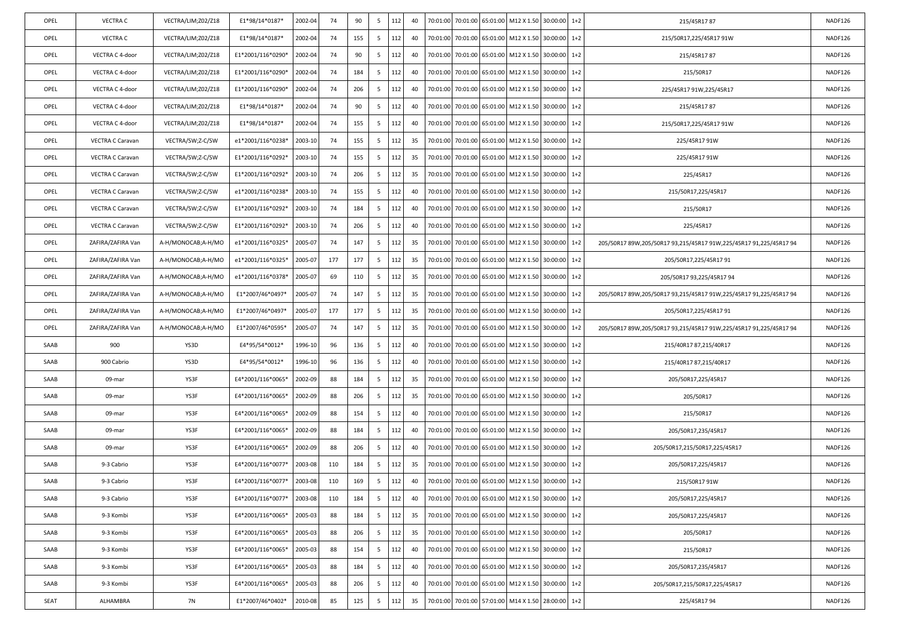| OPEL | VECTRA C | VECTRA/LIM;Z02/Z18 | E1*98/14*0187* | 2002-04 | 74 | 90 | 5 | 112 | 40 | 70:01:00 | 70:01:00 | 65:01:00 | M12 X 1.50 | 30:00:00 | 1+2 | 215/45R17 87 | NADF126 |
|---|---|---|---|---|---|---|---|---|---|---|---|---|---|---|---|---|---|
| OPEL | VECTRA C | VECTRA/LIM;Z02/Z18 | E1*98/14*0187* | 2002-04 | 74 | 155 | 5 | 112 | 40 | 70:01:00 | 70:01:00 | 65:01:00 | M12 X 1.50 | 30:00:00 | 1+2 | 215/50R17,225/45R17 91W | NADF126 |
| OPEL | VECTRA C 4-door | VECTRA/LIM;Z02/Z18 | E1*2001/116*0290* | 2002-04 | 74 | 90 | 5 | 112 | 40 | 70:01:00 | 70:01:00 | 65:01:00 | M12 X 1.50 | 30:00:00 | 1+2 | 215/45R17 87 | NADF126 |
| OPEL | VECTRA C 4-door | VECTRA/LIM;Z02/Z18 | E1*2001/116*0290* | 2002-04 | 74 | 184 | 5 | 112 | 40 | 70:01:00 | 70:01:00 | 65:01:00 | M12 X 1.50 | 30:00:00 | 1+2 | 215/50R17 | NADF126 |
| OPEL | VECTRA C 4-door | VECTRA/LIM;Z02/Z18 | E1*2001/116*0290* | 2002-04 | 74 | 206 | 5 | 112 | 40 | 70:01:00 | 70:01:00 | 65:01:00 | M12 X 1.50 | 30:00:00 | 1+2 | 225/45R17 91W,225/45R17 | NADF126 |
| OPEL | VECTRA C 4-door | VECTRA/LIM;Z02/Z18 | E1*98/14*0187* | 2002-04 | 74 | 90 | 5 | 112 | 40 | 70:01:00 | 70:01:00 | 65:01:00 | M12 X 1.50 | 30:00:00 | 1+2 | 215/45R17 87 | NADF126 |
| OPEL | VECTRA C 4-door | VECTRA/LIM;Z02/Z18 | E1*98/14*0187* | 2002-04 | 74 | 155 | 5 | 112 | 40 | 70:01:00 | 70:01:00 | 65:01:00 | M12 X 1.50 | 30:00:00 | 1+2 | 215/50R17,225/45R17 91W | NADF126 |
| OPEL | VECTRA C Caravan | VECTRA/SW;Z-C/SW | e1*2001/116*0238* | 2003-10 | 74 | 155 | 5 | 112 | 35 | 70:01:00 | 70:01:00 | 65:01:00 | M12 X 1.50 | 30:00:00 | 1+2 | 225/45R17 91W | NADF126 |
| OPEL | VECTRA C Caravan | VECTRA/SW;Z-C/SW | E1*2001/116*0292* | 2003-10 | 74 | 155 | 5 | 112 | 35 | 70:01:00 | 70:01:00 | 65:01:00 | M12 X 1.50 | 30:00:00 | 1+2 | 225/45R17 91W | NADF126 |
| OPEL | VECTRA C Caravan | VECTRA/SW;Z-C/SW | E1*2001/116*0292* | 2003-10 | 74 | 206 | 5 | 112 | 35 | 70:01:00 | 70:01:00 | 65:01:00 | M12 X 1.50 | 30:00:00 | 1+2 | 225/45R17 | NADF126 |
| OPEL | VECTRA C Caravan | VECTRA/SW;Z-C/SW | e1*2001/116*0238* | 2003-10 | 74 | 155 | 5 | 112 | 40 | 70:01:00 | 70:01:00 | 65:01:00 | M12 X 1.50 | 30:00:00 | 1+2 | 215/50R17,225/45R17 | NADF126 |
| OPEL | VECTRA C Caravan | VECTRA/SW;Z-C/SW | E1*2001/116*0292* | 2003-10 | 74 | 184 | 5 | 112 | 40 | 70:01:00 | 70:01:00 | 65:01:00 | M12 X 1.50 | 30:00:00 | 1+2 | 215/50R17 | NADF126 |
| OPEL | VECTRA C Caravan | VECTRA/SW;Z-C/SW | E1*2001/116*0292* | 2003-10 | 74 | 206 | 5 | 112 | 40 | 70:01:00 | 70:01:00 | 65:01:00 | M12 X 1.50 | 30:00:00 | 1+2 | 225/45R17 | NADF126 |
| OPEL | ZAFIRA/ZAFIRA Van | A-H/MONOCAB;A-H/MO | e1*2001/116*0325* | 2005-07 | 74 | 147 | 5 | 112 | 35 | 70:01:00 | 70:01:00 | 65:01:00 | M12 X 1.50 | 30:00:00 | 1+2 | 205/50R17 89W,205/50R17 93,215/45R17 91W,225/45R17 91,225/45R17 94 | NADF126 |
| OPEL | ZAFIRA/ZAFIRA Van | A-H/MONOCAB;A-H/MO | e1*2001/116*0325* | 2005-07 | 177 | 177 | 5 | 112 | 35 | 70:01:00 | 70:01:00 | 65:01:00 | M12 X 1.50 | 30:00:00 | 1+2 | 205/50R17,225/45R17 91 | NADF126 |
| OPEL | ZAFIRA/ZAFIRA Van | A-H/MONOCAB;A-H/MO | e1*2001/116*0378* | 2005-07 | 69 | 110 | 5 | 112 | 35 | 70:01:00 | 70:01:00 | 65:01:00 | M12 X 1.50 | 30:00:00 | 1+2 | 205/50R17 93,225/45R17 94 | NADF126 |
| OPEL | ZAFIRA/ZAFIRA Van | A-H/MONOCAB;A-H/MO | E1*2007/46*0497* | 2005-07 | 74 | 147 | 5 | 112 | 35 | 70:01:00 | 70:01:00 | 65:01:00 | M12 X 1.50 | 30:00:00 | 1+2 | 205/50R17 89W,205/50R17 93,215/45R17 91W,225/45R17 91,225/45R17 94 | NADF126 |
| OPEL | ZAFIRA/ZAFIRA Van | A-H/MONOCAB;A-H/MO | E1*2007/46*0497* | 2005-07 | 177 | 177 | 5 | 112 | 35 | 70:01:00 | 70:01:00 | 65:01:00 | M12 X 1.50 | 30:00:00 | 1+2 | 205/50R17,225/45R17 91 | NADF126 |
| OPEL | ZAFIRA/ZAFIRA Van | A-H/MONOCAB;A-H/MO | E1*2007/46*0595* | 2005-07 | 74 | 147 | 5 | 112 | 35 | 70:01:00 | 70:01:00 | 65:01:00 | M12 X 1.50 | 30:00:00 | 1+2 | 205/50R17 89W,205/50R17 93,215/45R17 91W,225/45R17 91,225/45R17 94 | NADF126 |
| SAAB | 900 | YS3D | E4*95/54*0012* | 1996-10 | 96 | 136 | 5 | 112 | 40 | 70:01:00 | 70:01:00 | 65:01:00 | M12 X 1.50 | 30:00:00 | 1+2 | 215/40R17 87,215/40R17 | NADF126 |
| SAAB | 900 Cabrio | YS3D | E4*95/54*0012* | 1996-10 | 96 | 136 | 5 | 112 | 40 | 70:01:00 | 70:01:00 | 65:01:00 | M12 X 1.50 | 30:00:00 | 1+2 | 215/40R17 87,215/40R17 | NADF126 |
| SAAB | 09-mar | YS3F | E4*2001/116*0065* | 2002-09 | 88 | 184 | 5 | 112 | 35 | 70:01:00 | 70:01:00 | 65:01:00 | M12 X 1.50 | 30:00:00 | 1+2 | 205/50R17,225/45R17 | NADF126 |
| SAAB | 09-mar | YS3F | E4*2001/116*0065* | 2002-09 | 88 | 206 | 5 | 112 | 35 | 70:01:00 | 70:01:00 | 65:01:00 | M12 X 1.50 | 30:00:00 | 1+2 | 205/50R17 | NADF126 |
| SAAB | 09-mar | YS3F | E4*2001/116*0065* | 2002-09 | 88 | 154 | 5 | 112 | 40 | 70:01:00 | 70:01:00 | 65:01:00 | M12 X 1.50 | 30:00:00 | 1+2 | 215/50R17 | NADF126 |
| SAAB | 09-mar | YS3F | E4*2001/116*0065* | 2002-09 | 88 | 184 | 5 | 112 | 40 | 70:01:00 | 70:01:00 | 65:01:00 | M12 X 1.50 | 30:00:00 | 1+2 | 205/50R17,235/45R17 | NADF126 |
| SAAB | 09-mar | YS3F | E4*2001/116*0065* | 2002-09 | 88 | 206 | 5 | 112 | 40 | 70:01:00 | 70:01:00 | 65:01:00 | M12 X 1.50 | 30:00:00 | 1+2 | 205/50R17,215/50R17,225/45R17 | NADF126 |
| SAAB | 9-3 Cabrio | YS3F | E4*2001/116*0077* | 2003-08 | 110 | 184 | 5 | 112 | 35 | 70:01:00 | 70:01:00 | 65:01:00 | M12 X 1.50 | 30:00:00 | 1+2 | 205/50R17,225/45R17 | NADF126 |
| SAAB | 9-3 Cabrio | YS3F | E4*2001/116*0077* | 2003-08 | 110 | 169 | 5 | 112 | 40 | 70:01:00 | 70:01:00 | 65:01:00 | M12 X 1.50 | 30:00:00 | 1+2 | 215/50R17 91W | NADF126 |
| SAAB | 9-3 Cabrio | YS3F | E4*2001/116*0077* | 2003-08 | 110 | 184 | 5 | 112 | 40 | 70:01:00 | 70:01:00 | 65:01:00 | M12 X 1.50 | 30:00:00 | 1+2 | 205/50R17,225/45R17 | NADF126 |
| SAAB | 9-3 Kombi | YS3F | E4*2001/116*0065* | 2005-03 | 88 | 184 | 5 | 112 | 35 | 70:01:00 | 70:01:00 | 65:01:00 | M12 X 1.50 | 30:00:00 | 1+2 | 205/50R17,225/45R17 | NADF126 |
| SAAB | 9-3 Kombi | YS3F | E4*2001/116*0065* | 2005-03 | 88 | 206 | 5 | 112 | 35 | 70:01:00 | 70:01:00 | 65:01:00 | M12 X 1.50 | 30:00:00 | 1+2 | 205/50R17 | NADF126 |
| SAAB | 9-3 Kombi | YS3F | E4*2001/116*0065* | 2005-03 | 88 | 154 | 5 | 112 | 40 | 70:01:00 | 70:01:00 | 65:01:00 | M12 X 1.50 | 30:00:00 | 1+2 | 215/50R17 | NADF126 |
| SAAB | 9-3 Kombi | YS3F | E4*2001/116*0065* | 2005-03 | 88 | 184 | 5 | 112 | 40 | 70:01:00 | 70:01:00 | 65:01:00 | M12 X 1.50 | 30:00:00 | 1+2 | 205/50R17,235/45R17 | NADF126 |
| SAAB | 9-3 Kombi | YS3F | E4*2001/116*0065* | 2005-03 | 88 | 206 | 5 | 112 | 40 | 70:01:00 | 70:01:00 | 65:01:00 | M12 X 1.50 | 30:00:00 | 1+2 | 205/50R17,215/50R17,225/45R17 | NADF126 |
| SEAT | ALHAMBRA | 7N | E1*2007/46*0402* | 2010-08 | 85 | 125 | 5 | 112 | 35 | 70:01:00 | 70:01:00 | 57:01:00 | M14 X 1.50 | 28:00:00 | 1+2 | 225/45R17 94 | NADF126 |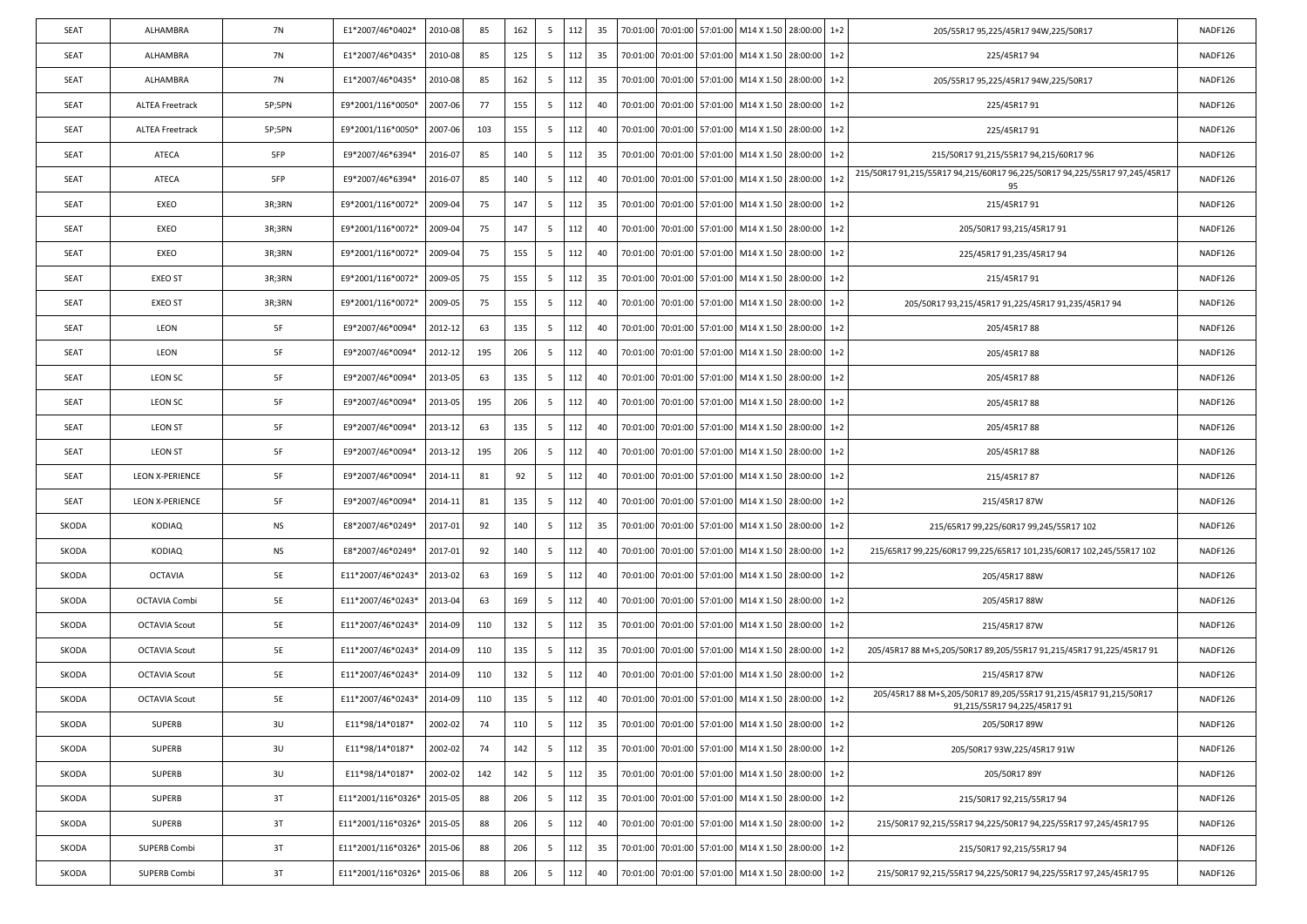| | | | | | | | | | | | | | | | | | | |
|---|---|---|---|---|---|---|---|---|---|---|---|---|---|---|---|---|---|---|
| SEAT | ALHAMBRA | 7N | E1*2007/46*0402* | 2010-08 | 85 | 162 | 5 | 112 | 35 | 70:01:00 | 70:01:00 | 57:01:00 | M14 X 1.50 | 28:00:00 | 1+2 | 205/55R17 95,225/45R17 94W,225/50R17 | NADF126 |
| SEAT | ALHAMBRA | 7N | E1*2007/46*0435* | 2010-08 | 85 | 125 | 5 | 112 | 35 | 70:01:00 | 70:01:00 | 57:01:00 | M14 X 1.50 | 28:00:00 | 1+2 | 225/45R17 94 | NADF126 |
| SEAT | ALHAMBRA | 7N | E1*2007/46*0435* | 2010-08 | 85 | 162 | 5 | 112 | 35 | 70:01:00 | 70:01:00 | 57:01:00 | M14 X 1.50 | 28:00:00 | 1+2 | 205/55R17 95,225/45R17 94W,225/50R17 | NADF126 |
| SEAT | ALTEA Freetrack | 5P;5PN | E9*2001/116*0050* | 2007-06 | 77 | 155 | 5 | 112 | 40 | 70:01:00 | 70:01:00 | 57:01:00 | M14 X 1.50 | 28:00:00 | 1+2 | 225/45R17 91 | NADF126 |
| SEAT | ALTEA Freetrack | 5P;5PN | E9*2001/116*0050* | 2007-06 | 103 | 155 | 5 | 112 | 40 | 70:01:00 | 70:01:00 | 57:01:00 | M14 X 1.50 | 28:00:00 | 1+2 | 225/45R17 91 | NADF126 |
| SEAT | ATECA | 5FP | E9*2007/46*6394* | 2016-07 | 85 | 140 | 5 | 112 | 35 | 70:01:00 | 70:01:00 | 57:01:00 | M14 X 1.50 | 28:00:00 | 1+2 | 215/50R17 91,215/55R17 94,215/60R17 96 | NADF126 |
| SEAT | ATECA | 5FP | E9*2007/46*6394* | 2016-07 | 85 | 140 | 5 | 112 | 40 | 70:01:00 | 70:01:00 | 57:01:00 | M14 X 1.50 | 28:00:00 | 1+2 | 215/50R17 91,215/55R17 94,215/60R17 96,225/50R17 94,225/55R17 97,245/45R17 95 | NADF126 |
| SEAT | EXEO | 3R;3RN | E9*2001/116*0072* | 2009-04 | 75 | 147 | 5 | 112 | 35 | 70:01:00 | 70:01:00 | 57:01:00 | M14 X 1.50 | 28:00:00 | 1+2 | 215/45R17 91 | NADF126 |
| SEAT | EXEO | 3R;3RN | E9*2001/116*0072* | 2009-04 | 75 | 147 | 5 | 112 | 40 | 70:01:00 | 70:01:00 | 57:01:00 | M14 X 1.50 | 28:00:00 | 1+2 | 205/50R17 93,215/45R17 91 | NADF126 |
| SEAT | EXEO | 3R;3RN | E9*2001/116*0072* | 2009-04 | 75 | 155 | 5 | 112 | 40 | 70:01:00 | 70:01:00 | 57:01:00 | M14 X 1.50 | 28:00:00 | 1+2 | 225/45R17 91,235/45R17 94 | NADF126 |
| SEAT | EXEO ST | 3R;3RN | E9*2001/116*0072* | 2009-05 | 75 | 155 | 5 | 112 | 35 | 70:01:00 | 70:01:00 | 57:01:00 | M14 X 1.50 | 28:00:00 | 1+2 | 215/45R17 91 | NADF126 |
| SEAT | EXEO ST | 3R;3RN | E9*2001/116*0072* | 2009-05 | 75 | 155 | 5 | 112 | 40 | 70:01:00 | 70:01:00 | 57:01:00 | M14 X 1.50 | 28:00:00 | 1+2 | 205/50R17 93,215/45R17 91,225/45R17 91,235/45R17 94 | NADF126 |
| SEAT | LEON | 5F | E9*2007/46*0094* | 2012-12 | 63 | 135 | 5 | 112 | 40 | 70:01:00 | 70:01:00 | 57:01:00 | M14 X 1.50 | 28:00:00 | 1+2 | 205/45R17 88 | NADF126 |
| SEAT | LEON | 5F | E9*2007/46*0094* | 2012-12 | 195 | 206 | 5 | 112 | 40 | 70:01:00 | 70:01:00 | 57:01:00 | M14 X 1.50 | 28:00:00 | 1+2 | 205/45R17 88 | NADF126 |
| SEAT | LEON SC | 5F | E9*2007/46*0094* | 2013-05 | 63 | 135 | 5 | 112 | 40 | 70:01:00 | 70:01:00 | 57:01:00 | M14 X 1.50 | 28:00:00 | 1+2 | 205/45R17 88 | NADF126 |
| SEAT | LEON SC | 5F | E9*2007/46*0094* | 2013-05 | 195 | 206 | 5 | 112 | 40 | 70:01:00 | 70:01:00 | 57:01:00 | M14 X 1.50 | 28:00:00 | 1+2 | 205/45R17 88 | NADF126 |
| SEAT | LEON ST | 5F | E9*2007/46*0094* | 2013-12 | 63 | 135 | 5 | 112 | 40 | 70:01:00 | 70:01:00 | 57:01:00 | M14 X 1.50 | 28:00:00 | 1+2 | 205/45R17 88 | NADF126 |
| SEAT | LEON ST | 5F | E9*2007/46*0094* | 2013-12 | 195 | 206 | 5 | 112 | 40 | 70:01:00 | 70:01:00 | 57:01:00 | M14 X 1.50 | 28:00:00 | 1+2 | 205/45R17 88 | NADF126 |
| SEAT | LEON X-PERIENCE | 5F | E9*2007/46*0094* | 2014-11 | 81 | 92 | 5 | 112 | 40 | 70:01:00 | 70:01:00 | 57:01:00 | M14 X 1.50 | 28:00:00 | 1+2 | 215/45R17 87 | NADF126 |
| SEAT | LEON X-PERIENCE | 5F | E9*2007/46*0094* | 2014-11 | 81 | 135 | 5 | 112 | 40 | 70:01:00 | 70:01:00 | 57:01:00 | M14 X 1.50 | 28:00:00 | 1+2 | 215/45R17 87W | NADF126 |
| SKODA | KODIAQ | NS | E8*2007/46*0249* | 2017-01 | 92 | 140 | 5 | 112 | 35 | 70:01:00 | 70:01:00 | 57:01:00 | M14 X 1.50 | 28:00:00 | 1+2 | 215/65R17 99,225/60R17 99,245/55R17 102 | NADF126 |
| SKODA | KODIAQ | NS | E8*2007/46*0249* | 2017-01 | 92 | 140 | 5 | 112 | 40 | 70:01:00 | 70:01:00 | 57:01:00 | M14 X 1.50 | 28:00:00 | 1+2 | 215/65R17 99,225/60R17 99,225/65R17 101,235/60R17 102,245/55R17 102 | NADF126 |
| SKODA | OCTAVIA | 5E | E11*2007/46*0243* | 2013-02 | 63 | 169 | 5 | 112 | 40 | 70:01:00 | 70:01:00 | 57:01:00 | M14 X 1.50 | 28:00:00 | 1+2 | 205/45R17 88W | NADF126 |
| SKODA | OCTAVIA Combi | 5E | E11*2007/46*0243* | 2013-04 | 63 | 169 | 5 | 112 | 40 | 70:01:00 | 70:01:00 | 57:01:00 | M14 X 1.50 | 28:00:00 | 1+2 | 205/45R17 88W | NADF126 |
| SKODA | OCTAVIA Scout | 5E | E11*2007/46*0243* | 2014-09 | 110 | 132 | 5 | 112 | 35 | 70:01:00 | 70:01:00 | 57:01:00 | M14 X 1.50 | 28:00:00 | 1+2 | 215/45R17 87W | NADF126 |
| SKODA | OCTAVIA Scout | 5E | E11*2007/46*0243* | 2014-09 | 110 | 135 | 5 | 112 | 35 | 70:01:00 | 70:01:00 | 57:01:00 | M14 X 1.50 | 28:00:00 | 1+2 | 205/45R17 88 M+S,205/50R17 89,205/55R17 91,215/45R17 91,225/45R17 91 | NADF126 |
| SKODA | OCTAVIA Scout | 5E | E11*2007/46*0243* | 2014-09 | 110 | 132 | 5 | 112 | 40 | 70:01:00 | 70:01:00 | 57:01:00 | M14 X 1.50 | 28:00:00 | 1+2 | 215/45R17 87W | NADF126 |
| SKODA | OCTAVIA Scout | 5E | E11*2007/46*0243* | 2014-09 | 110 | 135 | 5 | 112 | 40 | 70:01:00 | 70:01:00 | 57:01:00 | M14 X 1.50 | 28:00:00 | 1+2 | 205/45R17 88 M+S,205/50R17 89,205/55R17 91,215/45R17 91,215/50R17 91,215/55R17 94,225/45R17 91 | NADF126 |
| SKODA | SUPERB | 3U | E11*98/14*0187* | 2002-02 | 74 | 110 | 5 | 112 | 35 | 70:01:00 | 70:01:00 | 57:01:00 | M14 X 1.50 | 28:00:00 | 1+2 | 205/50R17 89W | NADF126 |
| SKODA | SUPERB | 3U | E11*98/14*0187* | 2002-02 | 74 | 142 | 5 | 112 | 35 | 70:01:00 | 70:01:00 | 57:01:00 | M14 X 1.50 | 28:00:00 | 1+2 | 205/50R17 93W,225/45R17 91W | NADF126 |
| SKODA | SUPERB | 3U | E11*98/14*0187* | 2002-02 | 142 | 142 | 5 | 112 | 35 | 70:01:00 | 70:01:00 | 57:01:00 | M14 X 1.50 | 28:00:00 | 1+2 | 205/50R17 89Y | NADF126 |
| SKODA | SUPERB | 3T | E11*2001/116*0326* | 2015-05 | 88 | 206 | 5 | 112 | 35 | 70:01:00 | 70:01:00 | 57:01:00 | M14 X 1.50 | 28:00:00 | 1+2 | 215/50R17 92,215/55R17 94 | NADF126 |
| SKODA | SUPERB | 3T | E11*2001/116*0326* | 2015-05 | 88 | 206 | 5 | 112 | 40 | 70:01:00 | 70:01:00 | 57:01:00 | M14 X 1.50 | 28:00:00 | 1+2 | 215/50R17 92,215/55R17 94,225/50R17 94,225/55R17 97,245/45R17 95 | NADF126 |
| SKODA | SUPERB Combi | 3T | E11*2001/116*0326* | 2015-06 | 88 | 206 | 5 | 112 | 35 | 70:01:00 | 70:01:00 | 57:01:00 | M14 X 1.50 | 28:00:00 | 1+2 | 215/50R17 92,215/55R17 94 | NADF126 |
| SKODA | SUPERB Combi | 3T | E11*2001/116*0326* | 2015-06 | 88 | 206 | 5 | 112 | 40 | 70:01:00 | 70:01:00 | 57:01:00 | M14 X 1.50 | 28:00:00 | 1+2 | 215/50R17 92,215/55R17 94,225/50R17 94,225/55R17 97,245/45R17 95 | NADF126 |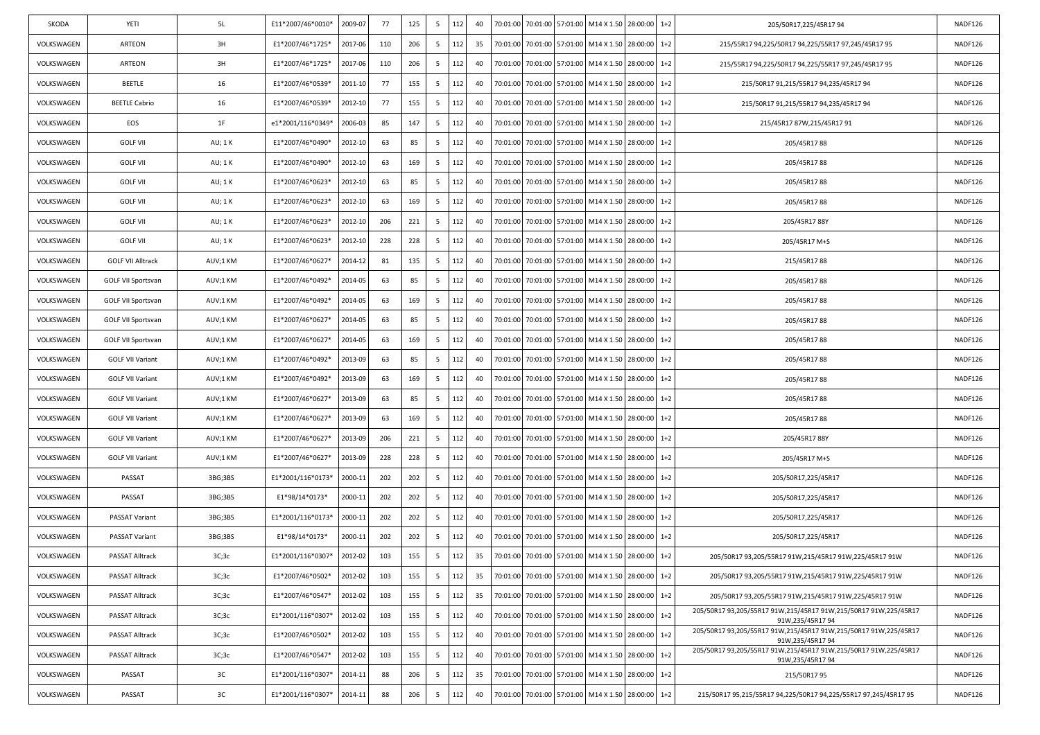| SKODA | YETI | 5L | E11*2007/46*0010* | 2009-07 | 77 | 125 | 5 | 112 | 40 | 70:01:00 | 70:01:00 | 57:01:00 | M14 X 1.50 | 28:00:00 | 1+2 | 205/50R17,225/45R17 94 | NADF126 |
|---|---|---|---|---|---|---|---|---|---|---|---|---|---|---|---|---|---|
| VOLKSWAGEN | ARTEON | 3H | E1*2007/46*1725* | 2017-06 | 110 | 206 | 5 | 112 | 35 | 70:01:00 | 70:01:00 | 57:01:00 | M14 X 1.50 | 28:00:00 | 1+2 | 215/55R17 94,225/50R17 94,225/55R17 97,245/45R17 95 | NADF126 |
| VOLKSWAGEN | ARTEON | 3H | E1*2007/46*1725* | 2017-06 | 110 | 206 | 5 | 112 | 40 | 70:01:00 | 70:01:00 | 57:01:00 | M14 X 1.50 | 28:00:00 | 1+2 | 215/55R17 94,225/50R17 94,225/55R17 97,245/45R17 95 | NADF126 |
| VOLKSWAGEN | BEETLE | 16 | E1*2007/46*0539* | 2011-10 | 77 | 155 | 5 | 112 | 40 | 70:01:00 | 70:01:00 | 57:01:00 | M14 X 1.50 | 28:00:00 | 1+2 | 215/50R17 91,215/55R17 94,235/45R17 94 | NADF126 |
| VOLKSWAGEN | BEETLE Cabrio | 16 | E1*2007/46*0539* | 2012-10 | 77 | 155 | 5 | 112 | 40 | 70:01:00 | 70:01:00 | 57:01:00 | M14 X 1.50 | 28:00:00 | 1+2 | 215/50R17 91,215/55R17 94,235/45R17 94 | NADF126 |
| VOLKSWAGEN | EOS | 1F | e1*2001/116*0349* | 2006-03 | 85 | 147 | 5 | 112 | 40 | 70:01:00 | 70:01:00 | 57:01:00 | M14 X 1.50 | 28:00:00 | 1+2 | 215/45R17 87W,215/45R17 91 | NADF126 |
| VOLKSWAGEN | GOLF VII | AU; 1 K | E1*2007/46*0490* | 2012-10 | 63 | 85 | 5 | 112 | 40 | 70:01:00 | 70:01:00 | 57:01:00 | M14 X 1.50 | 28:00:00 | 1+2 | 205/45R17 88 | NADF126 |
| VOLKSWAGEN | GOLF VII | AU; 1 K | E1*2007/46*0490* | 2012-10 | 63 | 169 | 5 | 112 | 40 | 70:01:00 | 70:01:00 | 57:01:00 | M14 X 1.50 | 28:00:00 | 1+2 | 205/45R17 88 | NADF126 |
| VOLKSWAGEN | GOLF VII | AU; 1 K | E1*2007/46*0623* | 2012-10 | 63 | 85 | 5 | 112 | 40 | 70:01:00 | 70:01:00 | 57:01:00 | M14 X 1.50 | 28:00:00 | 1+2 | 205/45R17 88 | NADF126 |
| VOLKSWAGEN | GOLF VII | AU; 1 K | E1*2007/46*0623* | 2012-10 | 63 | 169 | 5 | 112 | 40 | 70:01:00 | 70:01:00 | 57:01:00 | M14 X 1.50 | 28:00:00 | 1+2 | 205/45R17 88 | NADF126 |
| VOLKSWAGEN | GOLF VII | AU; 1 K | E1*2007/46*0623* | 2012-10 | 206 | 221 | 5 | 112 | 40 | 70:01:00 | 70:01:00 | 57:01:00 | M14 X 1.50 | 28:00:00 | 1+2 | 205/45R17 88Y | NADF126 |
| VOLKSWAGEN | GOLF VII | AU; 1 K | E1*2007/46*0623* | 2012-10 | 228 | 228 | 5 | 112 | 40 | 70:01:00 | 70:01:00 | 57:01:00 | M14 X 1.50 | 28:00:00 | 1+2 | 205/45R17 M+S | NADF126 |
| VOLKSWAGEN | GOLF VII Alltrack | AUV;1 KM | E1*2007/46*0627* | 2014-12 | 81 | 135 | 5 | 112 | 40 | 70:01:00 | 70:01:00 | 57:01:00 | M14 X 1.50 | 28:00:00 | 1+2 | 215/45R17 88 | NADF126 |
| VOLKSWAGEN | GOLF VII Sportsvan | AUV;1 KM | E1*2007/46*0492* | 2014-05 | 63 | 85 | 5 | 112 | 40 | 70:01:00 | 70:01:00 | 57:01:00 | M14 X 1.50 | 28:00:00 | 1+2 | 205/45R17 88 | NADF126 |
| VOLKSWAGEN | GOLF VII Sportsvan | AUV;1 KM | E1*2007/46*0492* | 2014-05 | 63 | 169 | 5 | 112 | 40 | 70:01:00 | 70:01:00 | 57:01:00 | M14 X 1.50 | 28:00:00 | 1+2 | 205/45R17 88 | NADF126 |
| VOLKSWAGEN | GOLF VII Sportsvan | AUV;1 KM | E1*2007/46*0627* | 2014-05 | 63 | 85 | 5 | 112 | 40 | 70:01:00 | 70:01:00 | 57:01:00 | M14 X 1.50 | 28:00:00 | 1+2 | 205/45R17 88 | NADF126 |
| VOLKSWAGEN | GOLF VII Sportsvan | AUV;1 KM | E1*2007/46*0627* | 2014-05 | 63 | 169 | 5 | 112 | 40 | 70:01:00 | 70:01:00 | 57:01:00 | M14 X 1.50 | 28:00:00 | 1+2 | 205/45R17 88 | NADF126 |
| VOLKSWAGEN | GOLF VII Variant | AUV;1 KM | E1*2007/46*0492* | 2013-09 | 63 | 85 | 5 | 112 | 40 | 70:01:00 | 70:01:00 | 57:01:00 | M14 X 1.50 | 28:00:00 | 1+2 | 205/45R17 88 | NADF126 |
| VOLKSWAGEN | GOLF VII Variant | AUV;1 KM | E1*2007/46*0492* | 2013-09 | 63 | 169 | 5 | 112 | 40 | 70:01:00 | 70:01:00 | 57:01:00 | M14 X 1.50 | 28:00:00 | 1+2 | 205/45R17 88 | NADF126 |
| VOLKSWAGEN | GOLF VII Variant | AUV;1 KM | E1*2007/46*0627* | 2013-09 | 63 | 85 | 5 | 112 | 40 | 70:01:00 | 70:01:00 | 57:01:00 | M14 X 1.50 | 28:00:00 | 1+2 | 205/45R17 88 | NADF126 |
| VOLKSWAGEN | GOLF VII Variant | AUV;1 KM | E1*2007/46*0627* | 2013-09 | 63 | 169 | 5 | 112 | 40 | 70:01:00 | 70:01:00 | 57:01:00 | M14 X 1.50 | 28:00:00 | 1+2 | 205/45R17 88 | NADF126 |
| VOLKSWAGEN | GOLF VII Variant | AUV;1 KM | E1*2007/46*0627* | 2013-09 | 206 | 221 | 5 | 112 | 40 | 70:01:00 | 70:01:00 | 57:01:00 | M14 X 1.50 | 28:00:00 | 1+2 | 205/45R17 88Y | NADF126 |
| VOLKSWAGEN | GOLF VII Variant | AUV;1 KM | E1*2007/46*0627* | 2013-09 | 228 | 228 | 5 | 112 | 40 | 70:01:00 | 70:01:00 | 57:01:00 | M14 X 1.50 | 28:00:00 | 1+2 | 205/45R17 M+S | NADF126 |
| VOLKSWAGEN | PASSAT | 3BG;3BS | E1*2001/116*0173* | 2000-11 | 202 | 202 | 5 | 112 | 40 | 70:01:00 | 70:01:00 | 57:01:00 | M14 X 1.50 | 28:00:00 | 1+2 | 205/50R17,225/45R17 | NADF126 |
| VOLKSWAGEN | PASSAT | 3BG;3BS | E1*98/14*0173* | 2000-11 | 202 | 202 | 5 | 112 | 40 | 70:01:00 | 70:01:00 | 57:01:00 | M14 X 1.50 | 28:00:00 | 1+2 | 205/50R17,225/45R17 | NADF126 |
| VOLKSWAGEN | PASSAT Variant | 3BG;3BS | E1*2001/116*0173* | 2000-11 | 202 | 202 | 5 | 112 | 40 | 70:01:00 | 70:01:00 | 57:01:00 | M14 X 1.50 | 28:00:00 | 1+2 | 205/50R17,225/45R17 | NADF126 |
| VOLKSWAGEN | PASSAT Variant | 3BG;3BS | E1*98/14*0173* | 2000-11 | 202 | 202 | 5 | 112 | 40 | 70:01:00 | 70:01:00 | 57:01:00 | M14 X 1.50 | 28:00:00 | 1+2 | 205/50R17,225/45R17 | NADF126 |
| VOLKSWAGEN | PASSAT Alltrack | 3C;3c | E1*2001/116*0307* | 2012-02 | 103 | 155 | 5 | 112 | 35 | 70:01:00 | 70:01:00 | 57:01:00 | M14 X 1.50 | 28:00:00 | 1+2 | 205/50R17 93,205/55R17 91W,215/45R17 91W,225/45R17 91W | NADF126 |
| VOLKSWAGEN | PASSAT Alltrack | 3C;3c | E1*2007/46*0502* | 2012-02 | 103 | 155 | 5 | 112 | 35 | 70:01:00 | 70:01:00 | 57:01:00 | M14 X 1.50 | 28:00:00 | 1+2 | 205/50R17 93,205/55R17 91W,215/45R17 91W,225/45R17 91W | NADF126 |
| VOLKSWAGEN | PASSAT Alltrack | 3C;3c | E1*2007/46*0547* | 2012-02 | 103 | 155 | 5 | 112 | 35 | 70:01:00 | 70:01:00 | 57:01:00 | M14 X 1.50 | 28:00:00 | 1+2 | 205/50R17 93,205/55R17 91W,215/45R17 91W,225/45R17 91W | NADF126 |
| VOLKSWAGEN | PASSAT Alltrack | 3C;3c | E1*2001/116*0307* | 2012-02 | 103 | 155 | 5 | 112 | 40 | 70:01:00 | 70:01:00 | 57:01:00 | M14 X 1.50 | 28:00:00 | 1+2 | 205/50R17 93,205/55R17 91W,215/45R17 91W,215/50R17 91W,225/45R17 91W,235/45R17 94 | NADF126 |
| VOLKSWAGEN | PASSAT Alltrack | 3C;3c | E1*2007/46*0502* | 2012-02 | 103 | 155 | 5 | 112 | 40 | 70:01:00 | 70:01:00 | 57:01:00 | M14 X 1.50 | 28:00:00 | 1+2 | 205/50R17 93,205/55R17 91W,215/45R17 91W,215/50R17 91W,225/45R17 91W,235/45R17 94 | NADF126 |
| VOLKSWAGEN | PASSAT Alltrack | 3C;3c | E1*2007/46*0547* | 2012-02 | 103 | 155 | 5 | 112 | 40 | 70:01:00 | 70:01:00 | 57:01:00 | M14 X 1.50 | 28:00:00 | 1+2 | 205/50R17 93,205/55R17 91W,215/45R17 91W,215/50R17 91W,225/45R17 91W,235/45R17 94 | NADF126 |
| VOLKSWAGEN | PASSAT | 3C | E1*2001/116*0307* | 2014-11 | 88 | 206 | 5 | 112 | 35 | 70:01:00 | 70:01:00 | 57:01:00 | M14 X 1.50 | 28:00:00 | 1+2 | 215/50R17 95 | NADF126 |
| VOLKSWAGEN | PASSAT | 3C | E1*2001/116*0307* | 2014-11 | 88 | 206 | 5 | 112 | 40 | 70:01:00 | 70:01:00 | 57:01:00 | M14 X 1.50 | 28:00:00 | 1+2 | 215/50R17 95,215/55R17 94,225/50R17 94,225/55R17 97,245/45R17 95 | NADF126 |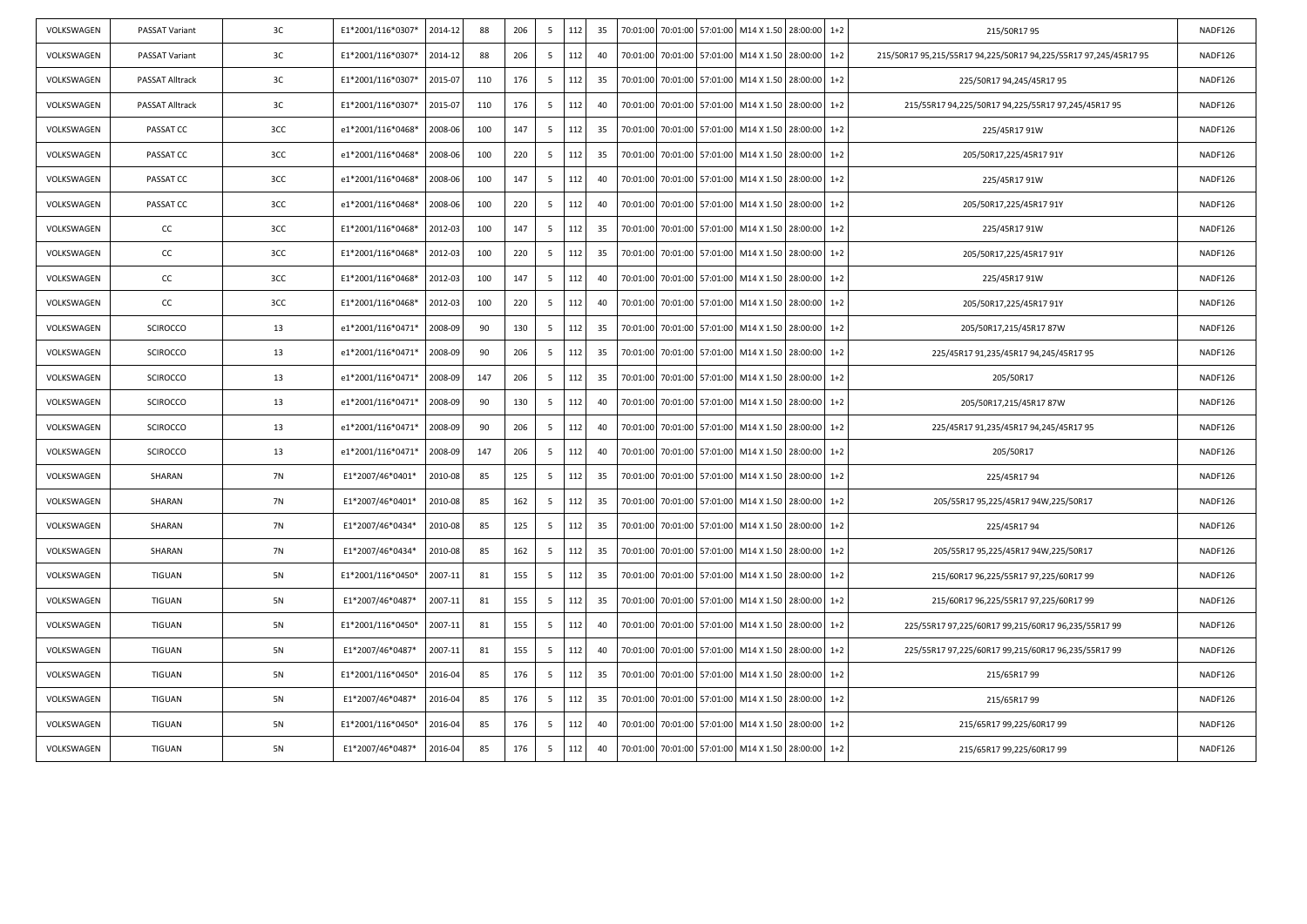| | | | | | | | | | | | | | | | | | |
|---|---|---|---|---|---|---|---|---|---|---|---|---|---|---|---|---|---|
| VOLKSWAGEN | PASSAT Variant | 3C | E1*2001/116*0307* | 2014-12 | 88 | 206 | 5 | 112 | 35 | 70:01:00 | 70:01:00 | 57:01:00 | M14 X 1.50 | 28:00:00 | 1+2 | 215/50R17 95 | NADF126 |
| VOLKSWAGEN | PASSAT Variant | 3C | E1*2001/116*0307* | 2014-12 | 88 | 206 | 5 | 112 | 40 | 70:01:00 | 70:01:00 | 57:01:00 | M14 X 1.50 | 28:00:00 | 1+2 | 215/50R17 95,215/55R17 94,225/50R17 94,225/55R17 97,245/45R17 95 | NADF126 |
| VOLKSWAGEN | PASSAT Alltrack | 3C | E1*2001/116*0307* | 2015-07 | 110 | 176 | 5 | 112 | 35 | 70:01:00 | 70:01:00 | 57:01:00 | M14 X 1.50 | 28:00:00 | 1+2 | 225/50R17 94,245/45R17 95 | NADF126 |
| VOLKSWAGEN | PASSAT Alltrack | 3C | E1*2001/116*0307* | 2015-07 | 110 | 176 | 5 | 112 | 40 | 70:01:00 | 70:01:00 | 57:01:00 | M14 X 1.50 | 28:00:00 | 1+2 | 215/55R17 94,225/50R17 94,225/55R17 97,245/45R17 95 | NADF126 |
| VOLKSWAGEN | PASSAT CC | 3CC | e1*2001/116*0468* | 2008-06 | 100 | 147 | 5 | 112 | 35 | 70:01:00 | 70:01:00 | 57:01:00 | M14 X 1.50 | 28:00:00 | 1+2 | 225/45R17 91W | NADF126 |
| VOLKSWAGEN | PASSAT CC | 3CC | e1*2001/116*0468* | 2008-06 | 100 | 220 | 5 | 112 | 35 | 70:01:00 | 70:01:00 | 57:01:00 | M14 X 1.50 | 28:00:00 | 1+2 | 205/50R17,225/45R17 91Y | NADF126 |
| VOLKSWAGEN | PASSAT CC | 3CC | e1*2001/116*0468* | 2008-06 | 100 | 147 | 5 | 112 | 40 | 70:01:00 | 70:01:00 | 57:01:00 | M14 X 1.50 | 28:00:00 | 1+2 | 225/45R17 91W | NADF126 |
| VOLKSWAGEN | PASSAT CC | 3CC | e1*2001/116*0468* | 2008-06 | 100 | 220 | 5 | 112 | 40 | 70:01:00 | 70:01:00 | 57:01:00 | M14 X 1.50 | 28:00:00 | 1+2 | 205/50R17,225/45R17 91Y | NADF126 |
| VOLKSWAGEN | CC | 3CC | E1*2001/116*0468* | 2012-03 | 100 | 147 | 5 | 112 | 35 | 70:01:00 | 70:01:00 | 57:01:00 | M14 X 1.50 | 28:00:00 | 1+2 | 225/45R17 91W | NADF126 |
| VOLKSWAGEN | CC | 3CC | E1*2001/116*0468* | 2012-03 | 100 | 220 | 5 | 112 | 35 | 70:01:00 | 70:01:00 | 57:01:00 | M14 X 1.50 | 28:00:00 | 1+2 | 205/50R17,225/45R17 91Y | NADF126 |
| VOLKSWAGEN | CC | 3CC | E1*2001/116*0468* | 2012-03 | 100 | 147 | 5 | 112 | 40 | 70:01:00 | 70:01:00 | 57:01:00 | M14 X 1.50 | 28:00:00 | 1+2 | 225/45R17 91W | NADF126 |
| VOLKSWAGEN | CC | 3CC | E1*2001/116*0468* | 2012-03 | 100 | 220 | 5 | 112 | 40 | 70:01:00 | 70:01:00 | 57:01:00 | M14 X 1.50 | 28:00:00 | 1+2 | 205/50R17,225/45R17 91Y | NADF126 |
| VOLKSWAGEN | SCIROCCO | 13 | e1*2001/116*0471* | 2008-09 | 90 | 130 | 5 | 112 | 35 | 70:01:00 | 70:01:00 | 57:01:00 | M14 X 1.50 | 28:00:00 | 1+2 | 205/50R17,215/45R17 87W | NADF126 |
| VOLKSWAGEN | SCIROCCO | 13 | e1*2001/116*0471* | 2008-09 | 90 | 206 | 5 | 112 | 35 | 70:01:00 | 70:01:00 | 57:01:00 | M14 X 1.50 | 28:00:00 | 1+2 | 225/45R17 91,235/45R17 94,245/45R17 95 | NADF126 |
| VOLKSWAGEN | SCIROCCO | 13 | e1*2001/116*0471* | 2008-09 | 147 | 206 | 5 | 112 | 35 | 70:01:00 | 70:01:00 | 57:01:00 | M14 X 1.50 | 28:00:00 | 1+2 | 205/50R17 | NADF126 |
| VOLKSWAGEN | SCIROCCO | 13 | e1*2001/116*0471* | 2008-09 | 90 | 130 | 5 | 112 | 40 | 70:01:00 | 70:01:00 | 57:01:00 | M14 X 1.50 | 28:00:00 | 1+2 | 205/50R17,215/45R17 87W | NADF126 |
| VOLKSWAGEN | SCIROCCO | 13 | e1*2001/116*0471* | 2008-09 | 90 | 206 | 5 | 112 | 40 | 70:01:00 | 70:01:00 | 57:01:00 | M14 X 1.50 | 28:00:00 | 1+2 | 225/45R17 91,235/45R17 94,245/45R17 95 | NADF126 |
| VOLKSWAGEN | SCIROCCO | 13 | e1*2001/116*0471* | 2008-09 | 147 | 206 | 5 | 112 | 40 | 70:01:00 | 70:01:00 | 57:01:00 | M14 X 1.50 | 28:00:00 | 1+2 | 205/50R17 | NADF126 |
| VOLKSWAGEN | SHARAN | 7N | E1*2007/46*0401* | 2010-08 | 85 | 125 | 5 | 112 | 35 | 70:01:00 | 70:01:00 | 57:01:00 | M14 X 1.50 | 28:00:00 | 1+2 | 225/45R17 94 | NADF126 |
| VOLKSWAGEN | SHARAN | 7N | E1*2007/46*0401* | 2010-08 | 85 | 162 | 5 | 112 | 35 | 70:01:00 | 70:01:00 | 57:01:00 | M14 X 1.50 | 28:00:00 | 1+2 | 205/55R17 95,225/45R17 94W,225/50R17 | NADF126 |
| VOLKSWAGEN | SHARAN | 7N | E1*2007/46*0434* | 2010-08 | 85 | 125 | 5 | 112 | 35 | 70:01:00 | 70:01:00 | 57:01:00 | M14 X 1.50 | 28:00:00 | 1+2 | 225/45R17 94 | NADF126 |
| VOLKSWAGEN | SHARAN | 7N | E1*2007/46*0434* | 2010-08 | 85 | 162 | 5 | 112 | 35 | 70:01:00 | 70:01:00 | 57:01:00 | M14 X 1.50 | 28:00:00 | 1+2 | 205/55R17 95,225/45R17 94W,225/50R17 | NADF126 |
| VOLKSWAGEN | TIGUAN | 5N | E1*2001/116*0450* | 2007-11 | 81 | 155 | 5 | 112 | 35 | 70:01:00 | 70:01:00 | 57:01:00 | M14 X 1.50 | 28:00:00 | 1+2 | 215/60R17 96,225/55R17 97,225/60R17 99 | NADF126 |
| VOLKSWAGEN | TIGUAN | 5N | E1*2007/46*0487* | 2007-11 | 81 | 155 | 5 | 112 | 35 | 70:01:00 | 70:01:00 | 57:01:00 | M14 X 1.50 | 28:00:00 | 1+2 | 215/60R17 96,225/55R17 97,225/60R17 99 | NADF126 |
| VOLKSWAGEN | TIGUAN | 5N | E1*2001/116*0450* | 2007-11 | 81 | 155 | 5 | 112 | 40 | 70:01:00 | 70:01:00 | 57:01:00 | M14 X 1.50 | 28:00:00 | 1+2 | 225/55R17 97,225/60R17 99,215/60R17 96,235/55R17 99 | NADF126 |
| VOLKSWAGEN | TIGUAN | 5N | E1*2007/46*0487* | 2007-11 | 81 | 155 | 5 | 112 | 40 | 70:01:00 | 70:01:00 | 57:01:00 | M14 X 1.50 | 28:00:00 | 1+2 | 225/55R17 97,225/60R17 99,215/60R17 96,235/55R17 99 | NADF126 |
| VOLKSWAGEN | TIGUAN | 5N | E1*2001/116*0450* | 2016-04 | 85 | 176 | 5 | 112 | 35 | 70:01:00 | 70:01:00 | 57:01:00 | M14 X 1.50 | 28:00:00 | 1+2 | 215/65R17 99 | NADF126 |
| VOLKSWAGEN | TIGUAN | 5N | E1*2007/46*0487* | 2016-04 | 85 | 176 | 5 | 112 | 35 | 70:01:00 | 70:01:00 | 57:01:00 | M14 X 1.50 | 28:00:00 | 1+2 | 215/65R17 99 | NADF126 |
| VOLKSWAGEN | TIGUAN | 5N | E1*2001/116*0450* | 2016-04 | 85 | 176 | 5 | 112 | 40 | 70:01:00 | 70:01:00 | 57:01:00 | M14 X 1.50 | 28:00:00 | 1+2 | 215/65R17 99,225/60R17 99 | NADF126 |
| VOLKSWAGEN | TIGUAN | 5N | E1*2007/46*0487* | 2016-04 | 85 | 176 | 5 | 112 | 40 | 70:01:00 | 70:01:00 | 57:01:00 | M14 X 1.50 | 28:00:00 | 1+2 | 215/65R17 99,225/60R17 99 | NADF126 |